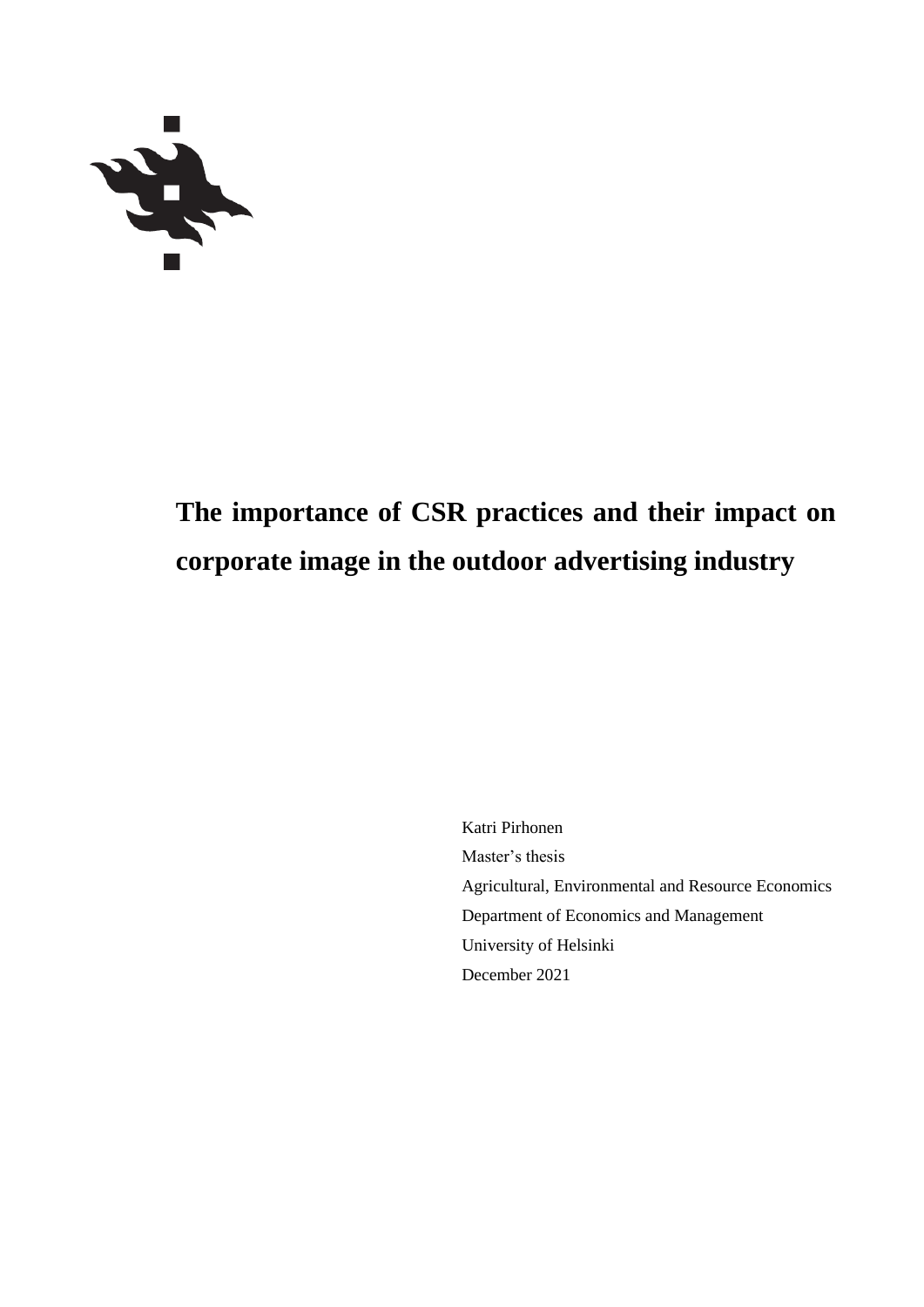# The importance of CSR practices and their impact on corporate image in the outdoor advertising industry

Katri Pirhonen
Master’s thesis
Agricultural, Environmental and Resource Economics
Department of Economics and Management
University of Helsinki
December 2021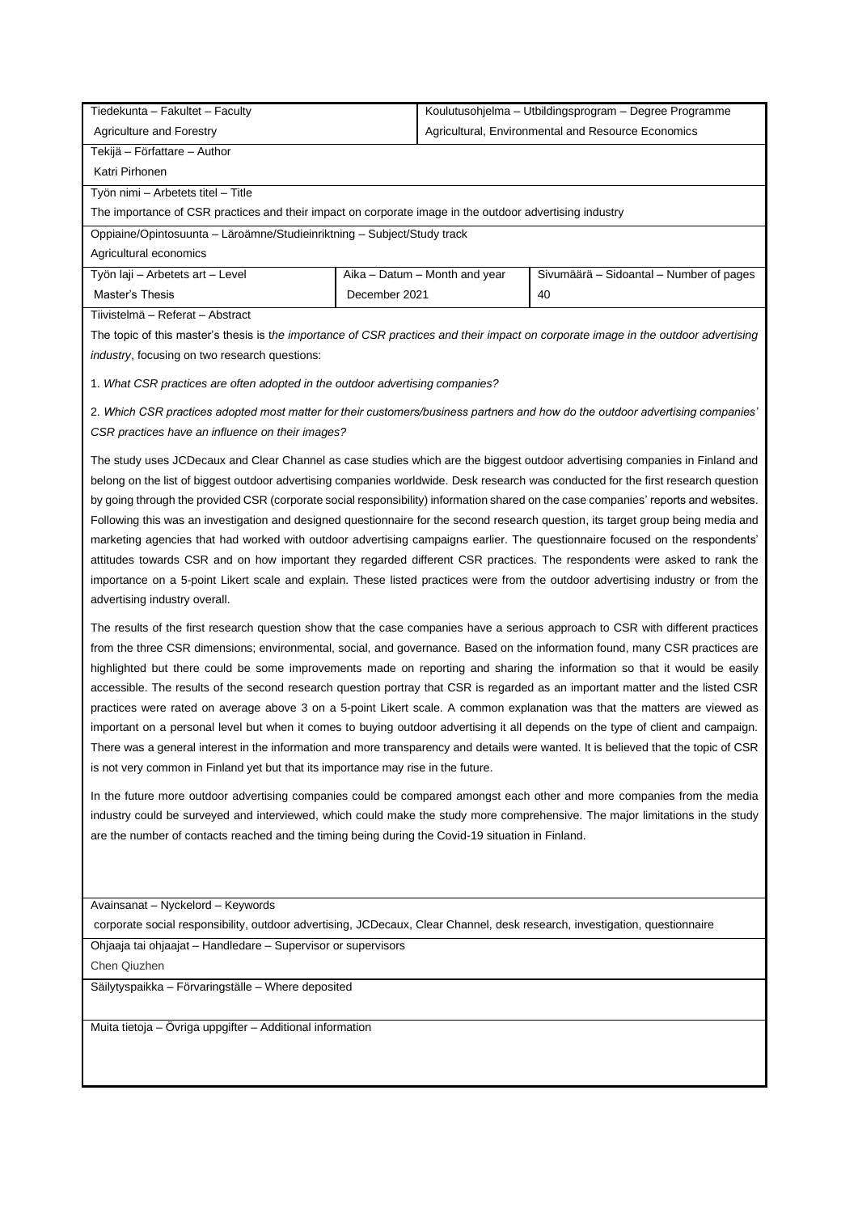| Tiedekunta – Fakultet – Faculty | | Koulutusohjelma – Utbildingsprogram – Degree Programme |
|---|---|---|
| Agriculture and Forestry | | Agricultural, Environmental and Resource Economics |

| Tekijä – Författare – Author |
|---|
| Katri Pirhonen |
| Työn nimi – Arbetets titel – Title |
| The importance of CSR practices and their impact on corporate image in the outdoor advertising industry |
| Oppiaine/Opintosuunta – Läroämne/Studieinriktning – Subject/Study track |
| Agricultural economics |

| Työn laji – Arbetets art – Level | Aika – Datum – Month and year | Sivumäärä – Sidoantal – Number of pages |
|---|---|---|
| Master's Thesis | December 2021 | 40 |

Tiivistelmä – Referat – Abstract

The topic of this master's thesis is t*he importance of CSR practices and their impact on corporate image in the outdoor advertising industry*, focusing on two research questions:

1. *What CSR practices are often adopted in the outdoor advertising companies?*

2. *Which CSR practices adopted most matter for their customers/business partners and how do the outdoor advertising companies' CSR practices have an influence on their images?*

The study uses JCDecaux and Clear Channel as case studies which are the biggest outdoor advertising companies in Finland and belong on the list of biggest outdoor advertising companies worldwide. Desk research was conducted for the first research question by going through the provided CSR (corporate social responsibility) information shared on the case companies' reports and websites. Following this was an investigation and designed questionnaire for the second research question, its target group being media and marketing agencies that had worked with outdoor advertising campaigns earlier. The questionnaire focused on the respondents' attitudes towards CSR and on how important they regarded different CSR practices. The respondents were asked to rank the importance on a 5-point Likert scale and explain. These listed practices were from the outdoor advertising industry or from the advertising industry overall.

The results of the first research question show that the case companies have a serious approach to CSR with different practices from the three CSR dimensions; environmental, social, and governance. Based on the information found, many CSR practices are highlighted but there could be some improvements made on reporting and sharing the information so that it would be easily accessible. The results of the second research question portray that CSR is regarded as an important matter and the listed CSR practices were rated on average above 3 on a 5-point Likert scale. A common explanation was that the matters are viewed as important on a personal level but when it comes to buying outdoor advertising it all depends on the type of client and campaign. There was a general interest in the information and more transparency and details were wanted. It is believed that the topic of CSR is not very common in Finland yet but that its importance may rise in the future.

In the future more outdoor advertising companies could be compared amongst each other and more companies from the media industry could be surveyed and interviewed, which could make the study more comprehensive. The major limitations in the study are the number of contacts reached and the timing being during the Covid-19 situation in Finland.

Avainsanat – Nyckelord – Keywords

corporate social responsibility, outdoor advertising, JCDecaux, Clear Channel, desk research, investigation, questionnaire

Ohjaaja tai ohjaajat – Handledare – Supervisor or supervisors

Chen Qiuzhen

Säilytyspaikka – Förvaringställe – Where deposited

Muita tietoja – Övriga uppgifter – Additional information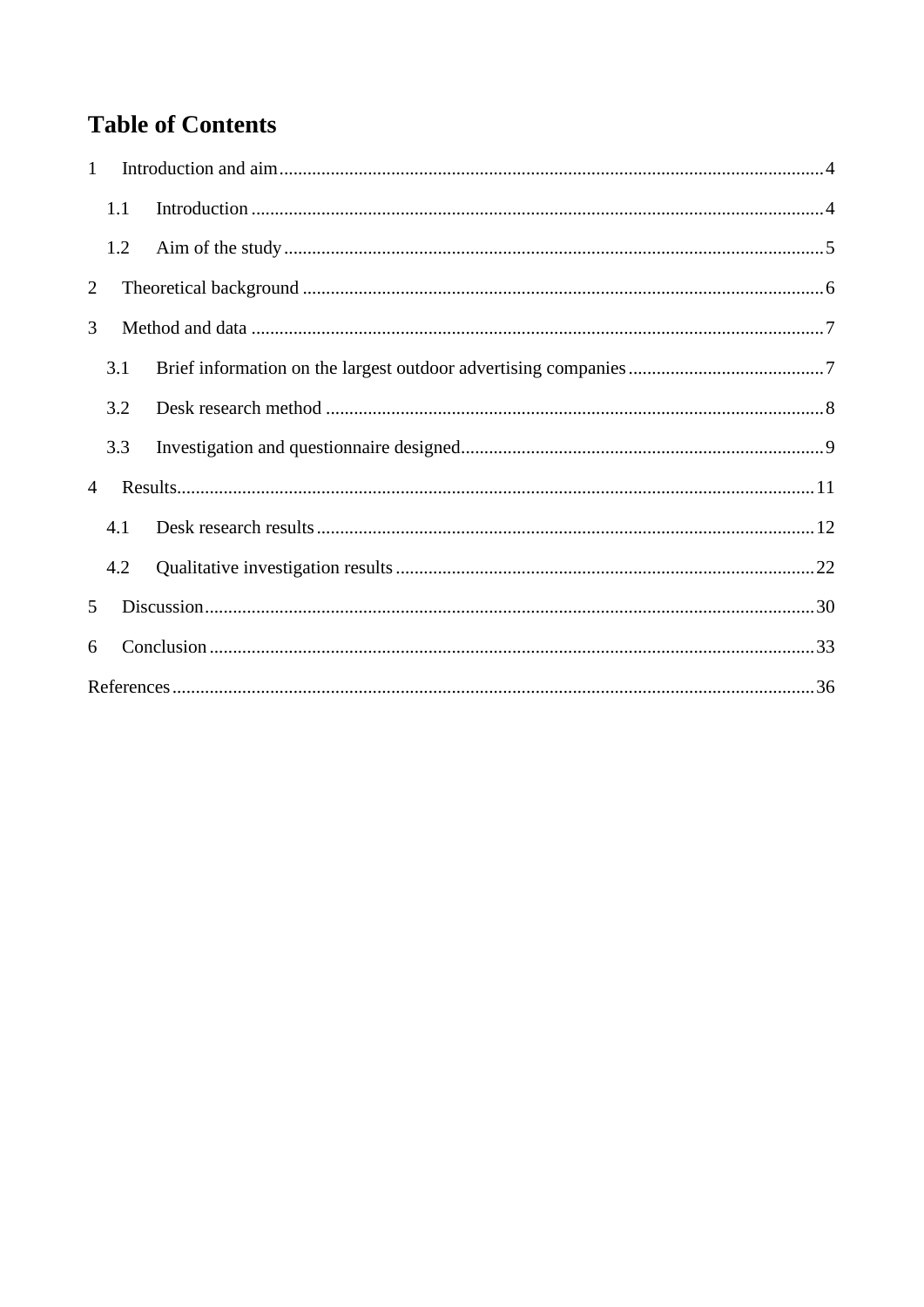# Table of Contents

1 Introduction and aim .......... 4

  1.1 Introduction .......... 4

  1.2 Aim of the study .......... 5

2 Theoretical background .......... 6

3 Method and data .......... 7

  3.1 Brief information on the largest outdoor advertising companies .......... 7

  3.2 Desk research method .......... 8

  3.3 Investigation and questionnaire designed .......... 9

4 Results .......... 11

  4.1 Desk research results .......... 12

  4.2 Qualitative investigation results .......... 22

5 Discussion .......... 30

6 Conclusion .......... 33

References .......... 36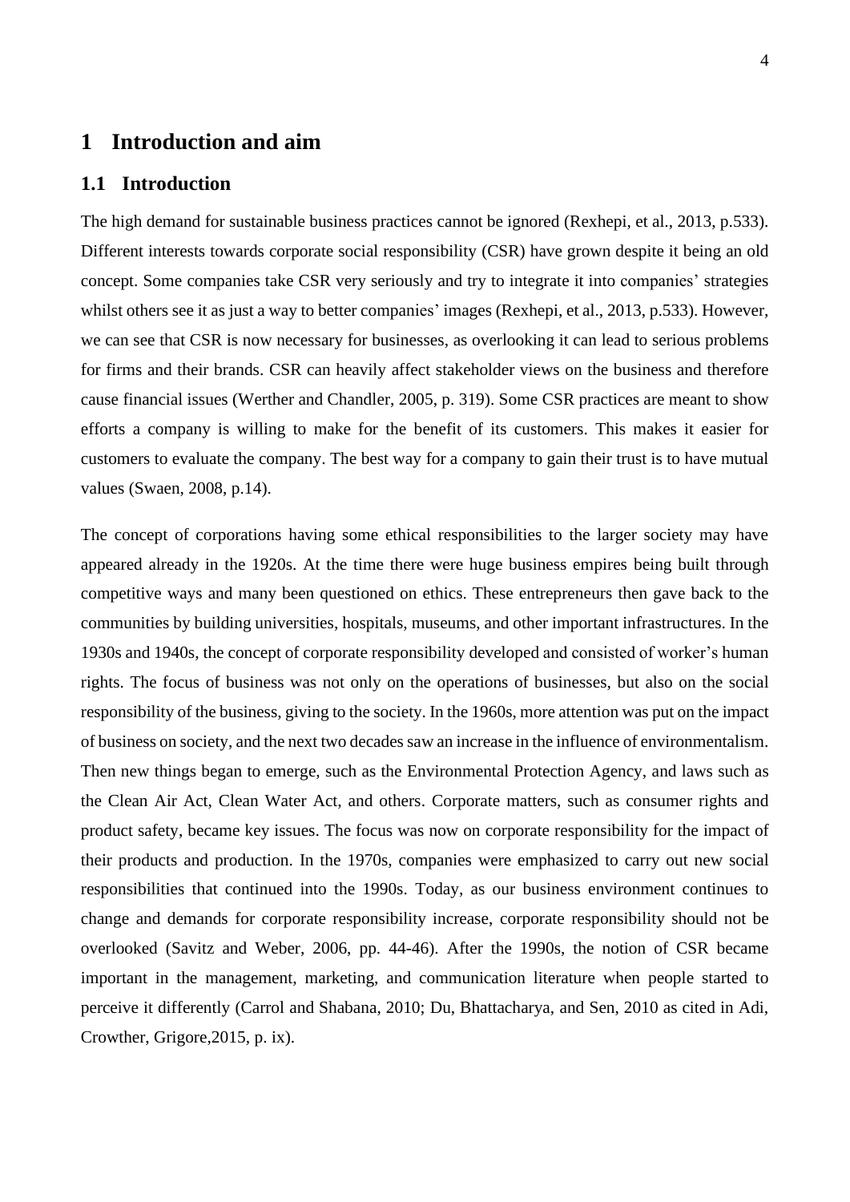# 1 Introduction and aim

## 1.1 Introduction

The high demand for sustainable business practices cannot be ignored (Rexhepi, et al., 2013, p.533). Different interests towards corporate social responsibility (CSR) have grown despite it being an old concept. Some companies take CSR very seriously and try to integrate it into companies' strategies whilst others see it as just a way to better companies' images (Rexhepi, et al., 2013, p.533). However, we can see that CSR is now necessary for businesses, as overlooking it can lead to serious problems for firms and their brands. CSR can heavily affect stakeholder views on the business and therefore cause financial issues (Werther and Chandler, 2005, p. 319). Some CSR practices are meant to show efforts a company is willing to make for the benefit of its customers. This makes it easier for customers to evaluate the company. The best way for a company to gain their trust is to have mutual values (Swaen, 2008, p.14).

The concept of corporations having some ethical responsibilities to the larger society may have appeared already in the 1920s. At the time there were huge business empires being built through competitive ways and many been questioned on ethics. These entrepreneurs then gave back to the communities by building universities, hospitals, museums, and other important infrastructures. In the 1930s and 1940s, the concept of corporate responsibility developed and consisted of worker's human rights. The focus of business was not only on the operations of businesses, but also on the social responsibility of the business, giving to the society. In the 1960s, more attention was put on the impact of business on society, and the next two decades saw an increase in the influence of environmentalism. Then new things began to emerge, such as the Environmental Protection Agency, and laws such as the Clean Air Act, Clean Water Act, and others. Corporate matters, such as consumer rights and product safety, became key issues. The focus was now on corporate responsibility for the impact of their products and production. In the 1970s, companies were emphasized to carry out new social responsibilities that continued into the 1990s. Today, as our business environment continues to change and demands for corporate responsibility increase, corporate responsibility should not be overlooked (Savitz and Weber, 2006, pp. 44-46). After the 1990s, the notion of CSR became important in the management, marketing, and communication literature when people started to perceive it differently (Carrol and Shabana, 2010; Du, Bhattacharya, and Sen, 2010 as cited in Adi, Crowther, Grigore,2015, p. ix).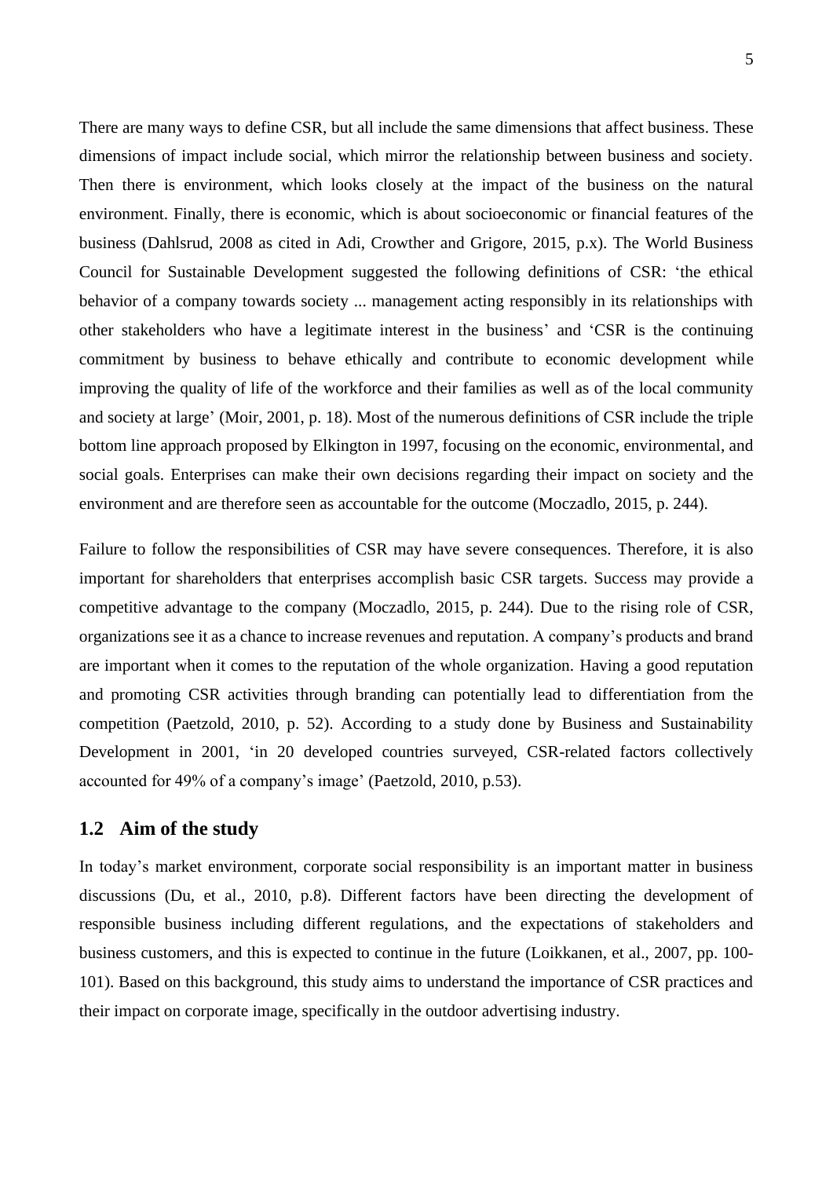There are many ways to define CSR, but all include the same dimensions that affect business. These dimensions of impact include social, which mirror the relationship between business and society. Then there is environment, which looks closely at the impact of the business on the natural environment. Finally, there is economic, which is about socioeconomic or financial features of the business (Dahlsrud, 2008 as cited in Adi, Crowther and Grigore, 2015, p.x). The World Business Council for Sustainable Development suggested the following definitions of CSR: 'the ethical behavior of a company towards society ... management acting responsibly in its relationships with other stakeholders who have a legitimate interest in the business' and 'CSR is the continuing commitment by business to behave ethically and contribute to economic development while improving the quality of life of the workforce and their families as well as of the local community and society at large' (Moir, 2001, p. 18). Most of the numerous definitions of CSR include the triple bottom line approach proposed by Elkington in 1997, focusing on the economic, environmental, and social goals. Enterprises can make their own decisions regarding their impact on society and the environment and are therefore seen as accountable for the outcome (Moczadlo, 2015, p. 244).

Failure to follow the responsibilities of CSR may have severe consequences. Therefore, it is also important for shareholders that enterprises accomplish basic CSR targets. Success may provide a competitive advantage to the company (Moczadlo, 2015, p. 244). Due to the rising role of CSR, organizations see it as a chance to increase revenues and reputation. A company's products and brand are important when it comes to the reputation of the whole organization. Having a good reputation and promoting CSR activities through branding can potentially lead to differentiation from the competition (Paetzold, 2010, p. 52). According to a study done by Business and Sustainability Development in 2001, 'in 20 developed countries surveyed, CSR-related factors collectively accounted for 49% of a company's image' (Paetzold, 2010, p.53).

## 1.2 Aim of the study

In today's market environment, corporate social responsibility is an important matter in business discussions (Du, et al., 2010, p.8). Different factors have been directing the development of responsible business including different regulations, and the expectations of stakeholders and business customers, and this is expected to continue in the future (Loikkanen, et al., 2007, pp. 100-101). Based on this background, this study aims to understand the importance of CSR practices and their impact on corporate image, specifically in the outdoor advertising industry.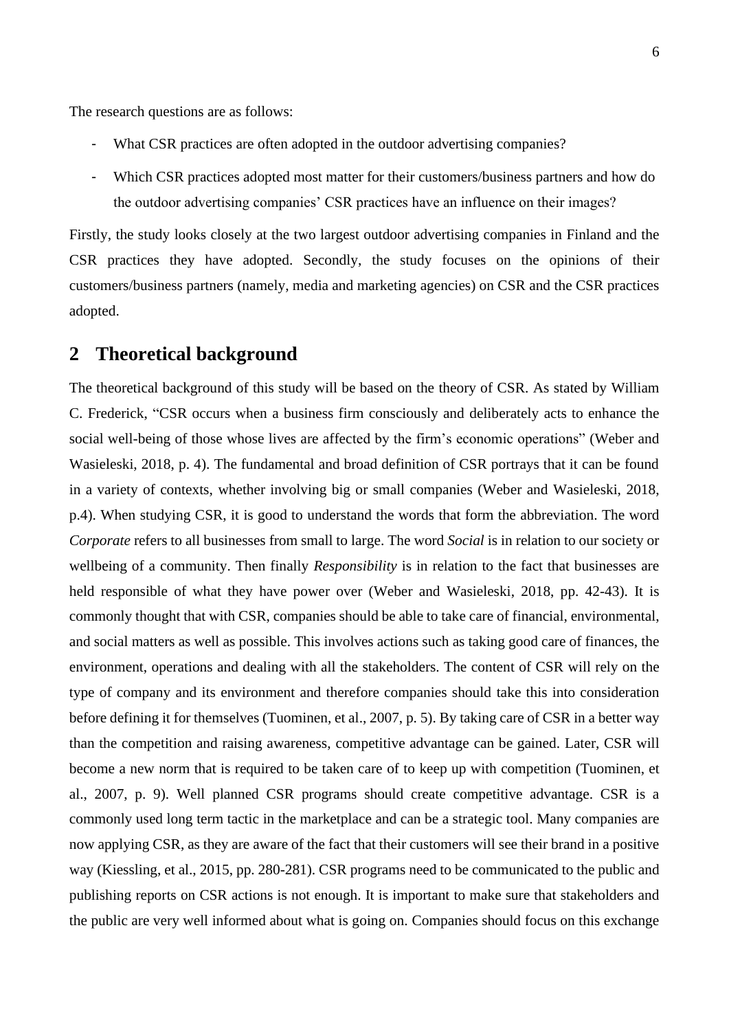The research questions are as follows:

- What CSR practices are often adopted in the outdoor advertising companies?
- Which CSR practices adopted most matter for their customers/business partners and how do the outdoor advertising companies' CSR practices have an influence on their images?

Firstly, the study looks closely at the two largest outdoor advertising companies in Finland and the CSR practices they have adopted. Secondly, the study focuses on the opinions of their customers/business partners (namely, media and marketing agencies) on CSR and the CSR practices adopted.

## 2 Theoretical background

The theoretical background of this study will be based on the theory of CSR. As stated by William C. Frederick, "CSR occurs when a business firm consciously and deliberately acts to enhance the social well-being of those whose lives are affected by the firm's economic operations" (Weber and Wasieleski, 2018, p. 4). The fundamental and broad definition of CSR portrays that it can be found in a variety of contexts, whether involving big or small companies (Weber and Wasieleski, 2018, p.4). When studying CSR, it is good to understand the words that form the abbreviation. The word *Corporate* refers to all businesses from small to large. The word *Social* is in relation to our society or wellbeing of a community. Then finally *Responsibility* is in relation to the fact that businesses are held responsible of what they have power over (Weber and Wasieleski, 2018, pp. 42-43). It is commonly thought that with CSR, companies should be able to take care of financial, environmental, and social matters as well as possible. This involves actions such as taking good care of finances, the environment, operations and dealing with all the stakeholders. The content of CSR will rely on the type of company and its environment and therefore companies should take this into consideration before defining it for themselves (Tuominen, et al., 2007, p. 5). By taking care of CSR in a better way than the competition and raising awareness, competitive advantage can be gained. Later, CSR will become a new norm that is required to be taken care of to keep up with competition (Tuominen, et al., 2007, p. 9). Well planned CSR programs should create competitive advantage. CSR is a commonly used long term tactic in the marketplace and can be a strategic tool. Many companies are now applying CSR, as they are aware of the fact that their customers will see their brand in a positive way (Kiessling, et al., 2015, pp. 280-281). CSR programs need to be communicated to the public and publishing reports on CSR actions is not enough. It is important to make sure that stakeholders and the public are very well informed about what is going on. Companies should focus on this exchange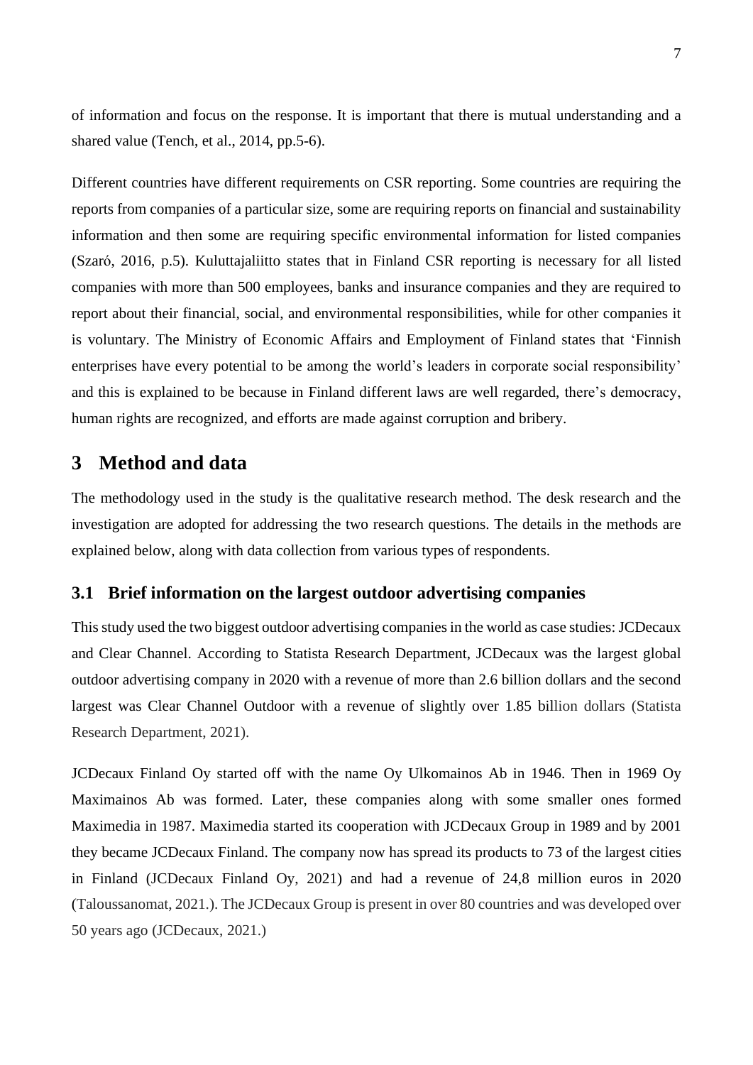of information and focus on the response. It is important that there is mutual understanding and a shared value (Tench, et al., 2014, pp.5-6).

Different countries have different requirements on CSR reporting. Some countries are requiring the reports from companies of a particular size, some are requiring reports on financial and sustainability information and then some are requiring specific environmental information for listed companies (Szaró, 2016, p.5). Kuluttajaliitto states that in Finland CSR reporting is necessary for all listed companies with more than 500 employees, banks and insurance companies and they are required to report about their financial, social, and environmental responsibilities, while for other companies it is voluntary. The Ministry of Economic Affairs and Employment of Finland states that 'Finnish enterprises have every potential to be among the world's leaders in corporate social responsibility' and this is explained to be because in Finland different laws are well regarded, there's democracy, human rights are recognized, and efforts are made against corruption and bribery.

# 3 Method and data

The methodology used in the study is the qualitative research method. The desk research and the investigation are adopted for addressing the two research questions. The details in the methods are explained below, along with data collection from various types of respondents.

## 3.1 Brief information on the largest outdoor advertising companies

This study used the two biggest outdoor advertising companies in the world as case studies: JCDecaux and Clear Channel. According to Statista Research Department, JCDecaux was the largest global outdoor advertising company in 2020 with a revenue of more than 2.6 billion dollars and the second largest was Clear Channel Outdoor with a revenue of slightly over 1.85 billion dollars (Statista Research Department, 2021).

JCDecaux Finland Oy started off with the name Oy Ulkomainos Ab in 1946. Then in 1969 Oy Maximainos Ab was formed. Later, these companies along with some smaller ones formed Maximedia in 1987. Maximedia started its cooperation with JCDecaux Group in 1989 and by 2001 they became JCDecaux Finland. The company now has spread its products to 73 of the largest cities in Finland (JCDecaux Finland Oy, 2021) and had a revenue of 24,8 million euros in 2020 (Taloussanomat, 2021.). The JCDecaux Group is present in over 80 countries and was developed over 50 years ago (JCDecaux, 2021.)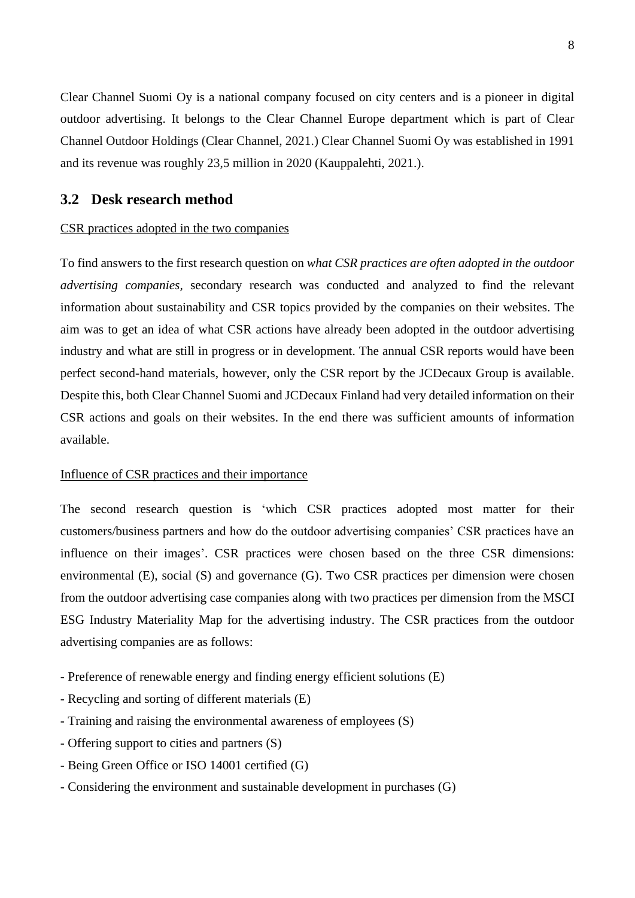Clear Channel Suomi Oy is a national company focused on city centers and is a pioneer in digital outdoor advertising. It belongs to the Clear Channel Europe department which is part of Clear Channel Outdoor Holdings (Clear Channel, 2021.) Clear Channel Suomi Oy was established in 1991 and its revenue was roughly 23,5 million in 2020 (Kauppalehti, 2021.).

## 3.2 Desk research method

<u>CSR practices adopted in the two companies</u>

To find answers to the first research question on *what CSR practices are often adopted in the outdoor advertising companies*, secondary research was conducted and analyzed to find the relevant information about sustainability and CSR topics provided by the companies on their websites. The aim was to get an idea of what CSR actions have already been adopted in the outdoor advertising industry and what are still in progress or in development. The annual CSR reports would have been perfect second-hand materials, however, only the CSR report by the JCDecaux Group is available. Despite this, both Clear Channel Suomi and JCDecaux Finland had very detailed information on their CSR actions and goals on their websites. In the end there was sufficient amounts of information available.

<u>Influence of CSR practices and their importance</u>

The second research question is 'which CSR practices adopted most matter for their customers/business partners and how do the outdoor advertising companies' CSR practices have an influence on their images'. CSR practices were chosen based on the three CSR dimensions: environmental (E), social (S) and governance (G). Two CSR practices per dimension were chosen from the outdoor advertising case companies along with two practices per dimension from the MSCI ESG Industry Materiality Map for the advertising industry. The CSR practices from the outdoor advertising companies are as follows:

- Preference of renewable energy and finding energy efficient solutions (E)
- Recycling and sorting of different materials (E)
- Training and raising the environmental awareness of employees (S)
- Offering support to cities and partners (S)
- Being Green Office or ISO 14001 certified (G)
- Considering the environment and sustainable development in purchases (G)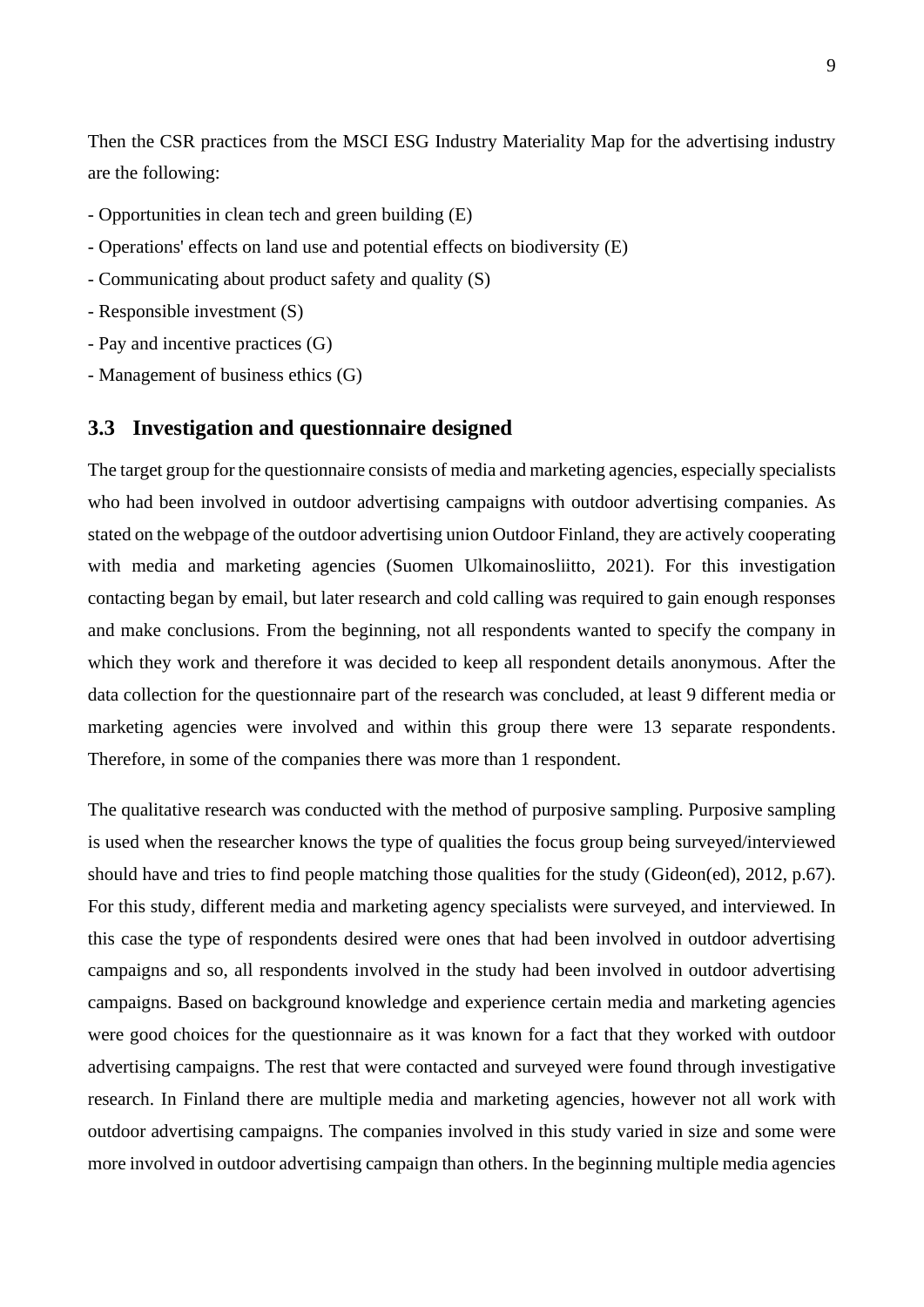Then the CSR practices from the MSCI ESG Industry Materiality Map for the advertising industry are the following:

- Opportunities in clean tech and green building (E)
- Operations' effects on land use and potential effects on biodiversity (E)
- Communicating about product safety and quality (S)
- Responsible investment (S)
- Pay and incentive practices (G)
- Management of business ethics (G)

## 3.3 Investigation and questionnaire designed

The target group for the questionnaire consists of media and marketing agencies, especially specialists who had been involved in outdoor advertising campaigns with outdoor advertising companies. As stated on the webpage of the outdoor advertising union Outdoor Finland, they are actively cooperating with media and marketing agencies (Suomen Ulkomainosliitto, 2021). For this investigation contacting began by email, but later research and cold calling was required to gain enough responses and make conclusions. From the beginning, not all respondents wanted to specify the company in which they work and therefore it was decided to keep all respondent details anonymous. After the data collection for the questionnaire part of the research was concluded, at least 9 different media or marketing agencies were involved and within this group there were 13 separate respondents. Therefore, in some of the companies there was more than 1 respondent.

The qualitative research was conducted with the method of purposive sampling. Purposive sampling is used when the researcher knows the type of qualities the focus group being surveyed/interviewed should have and tries to find people matching those qualities for the study (Gideon(ed), 2012, p.67). For this study, different media and marketing agency specialists were surveyed, and interviewed. In this case the type of respondents desired were ones that had been involved in outdoor advertising campaigns and so, all respondents involved in the study had been involved in outdoor advertising campaigns. Based on background knowledge and experience certain media and marketing agencies were good choices for the questionnaire as it was known for a fact that they worked with outdoor advertising campaigns. The rest that were contacted and surveyed were found through investigative research. In Finland there are multiple media and marketing agencies, however not all work with outdoor advertising campaigns. The companies involved in this study varied in size and some were more involved in outdoor advertising campaign than others. In the beginning multiple media agencies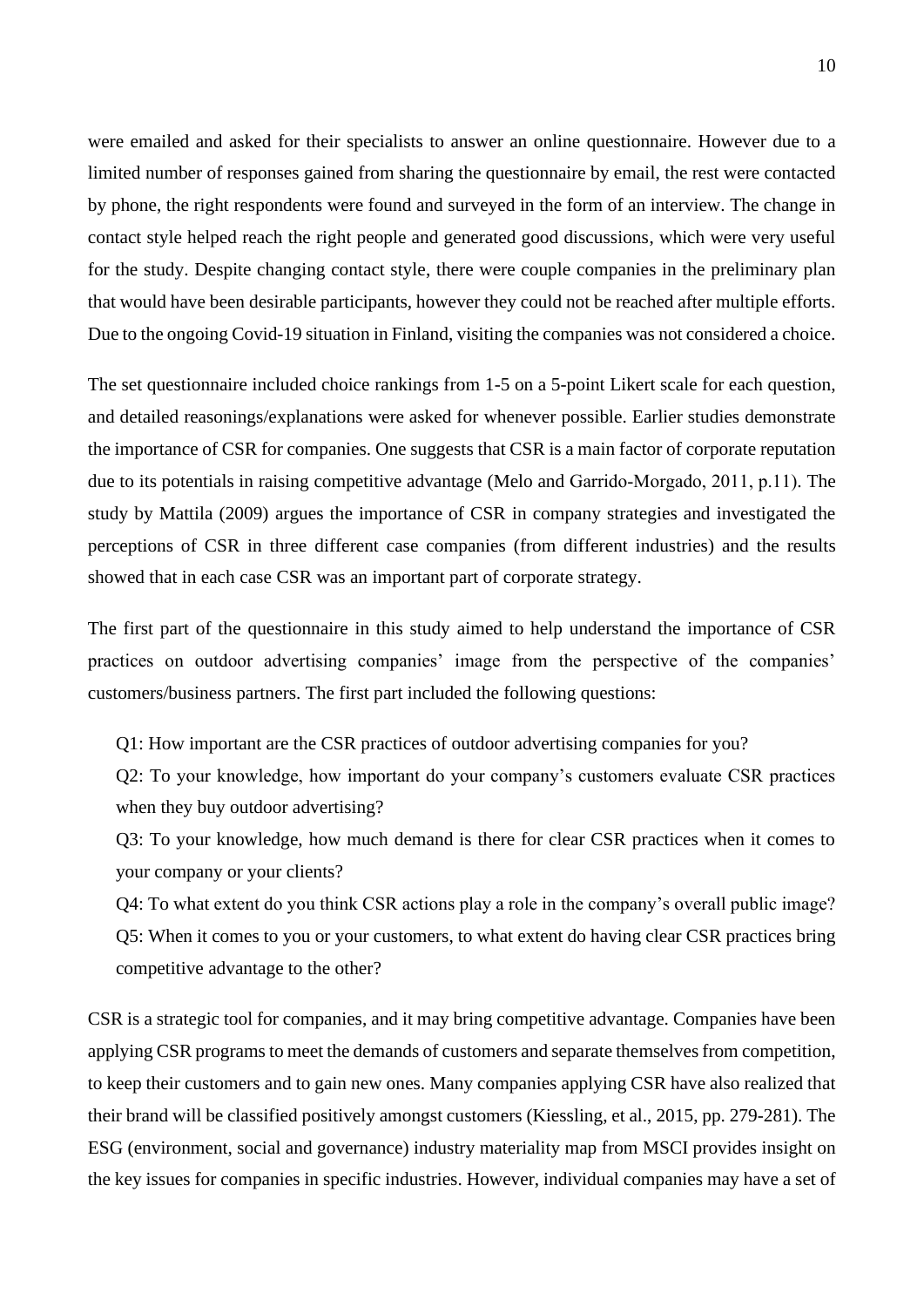were emailed and asked for their specialists to answer an online questionnaire. However due to a limited number of responses gained from sharing the questionnaire by email, the rest were contacted by phone, the right respondents were found and surveyed in the form of an interview. The change in contact style helped reach the right people and generated good discussions, which were very useful for the study. Despite changing contact style, there were couple companies in the preliminary plan that would have been desirable participants, however they could not be reached after multiple efforts. Due to the ongoing Covid-19 situation in Finland, visiting the companies was not considered a choice.

The set questionnaire included choice rankings from 1-5 on a 5-point Likert scale for each question, and detailed reasonings/explanations were asked for whenever possible. Earlier studies demonstrate the importance of CSR for companies. One suggests that CSR is a main factor of corporate reputation due to its potentials in raising competitive advantage (Melo and Garrido-Morgado, 2011, p.11). The study by Mattila (2009) argues the importance of CSR in company strategies and investigated the perceptions of CSR in three different case companies (from different industries) and the results showed that in each case CSR was an important part of corporate strategy.

The first part of the questionnaire in this study aimed to help understand the importance of CSR practices on outdoor advertising companies' image from the perspective of the companies' customers/business partners. The first part included the following questions:

Q1: How important are the CSR practices of outdoor advertising companies for you?

Q2: To your knowledge, how important do your company's customers evaluate CSR practices when they buy outdoor advertising?

Q3: To your knowledge, how much demand is there for clear CSR practices when it comes to your company or your clients?

Q4: To what extent do you think CSR actions play a role in the company's overall public image?

Q5: When it comes to you or your customers, to what extent do having clear CSR practices bring competitive advantage to the other?

CSR is a strategic tool for companies, and it may bring competitive advantage. Companies have been applying CSR programs to meet the demands of customers and separate themselves from competition, to keep their customers and to gain new ones. Many companies applying CSR have also realized that their brand will be classified positively amongst customers (Kiessling, et al., 2015, pp. 279-281). The ESG (environment, social and governance) industry materiality map from MSCI provides insight on the key issues for companies in specific industries. However, individual companies may have a set of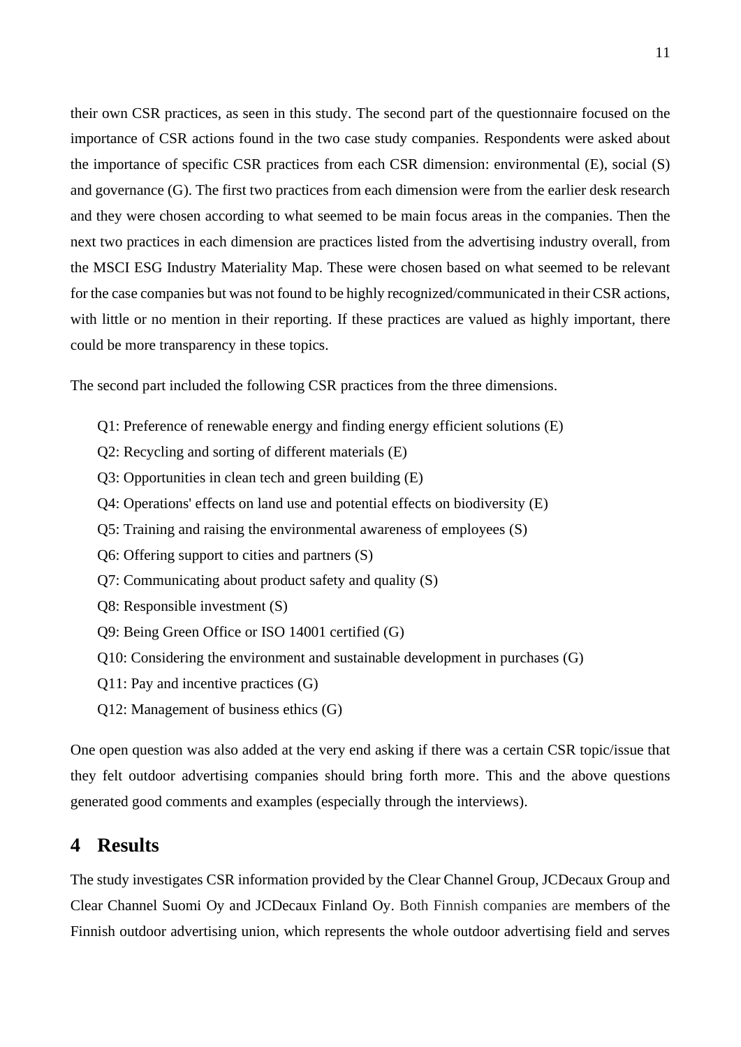their own CSR practices, as seen in this study. The second part of the questionnaire focused on the importance of CSR actions found in the two case study companies. Respondents were asked about the importance of specific CSR practices from each CSR dimension: environmental (E), social (S) and governance (G). The first two practices from each dimension were from the earlier desk research and they were chosen according to what seemed to be main focus areas in the companies. Then the next two practices in each dimension are practices listed from the advertising industry overall, from the MSCI ESG Industry Materiality Map. These were chosen based on what seemed to be relevant for the case companies but was not found to be highly recognized/communicated in their CSR actions, with little or no mention in their reporting. If these practices are valued as highly important, there could be more transparency in these topics.

The second part included the following CSR practices from the three dimensions.

- Q1: Preference of renewable energy and finding energy efficient solutions (E)
- Q2: Recycling and sorting of different materials (E)
- Q3: Opportunities in clean tech and green building (E)
- Q4: Operations' effects on land use and potential effects on biodiversity (E)
- Q5: Training and raising the environmental awareness of employees (S)
- Q6: Offering support to cities and partners (S)
- Q7: Communicating about product safety and quality (S)
- Q8: Responsible investment (S)
- Q9: Being Green Office or ISO 14001 certified (G)
- Q10: Considering the environment and sustainable development in purchases (G)
- Q11: Pay and incentive practices (G)
- Q12: Management of business ethics (G)

One open question was also added at the very end asking if there was a certain CSR topic/issue that they felt outdoor advertising companies should bring forth more. This and the above questions generated good comments and examples (especially through the interviews).

# 4 Results

The study investigates CSR information provided by the Clear Channel Group, JCDecaux Group and Clear Channel Suomi Oy and JCDecaux Finland Oy. Both Finnish companies are members of the Finnish outdoor advertising union, which represents the whole outdoor advertising field and serves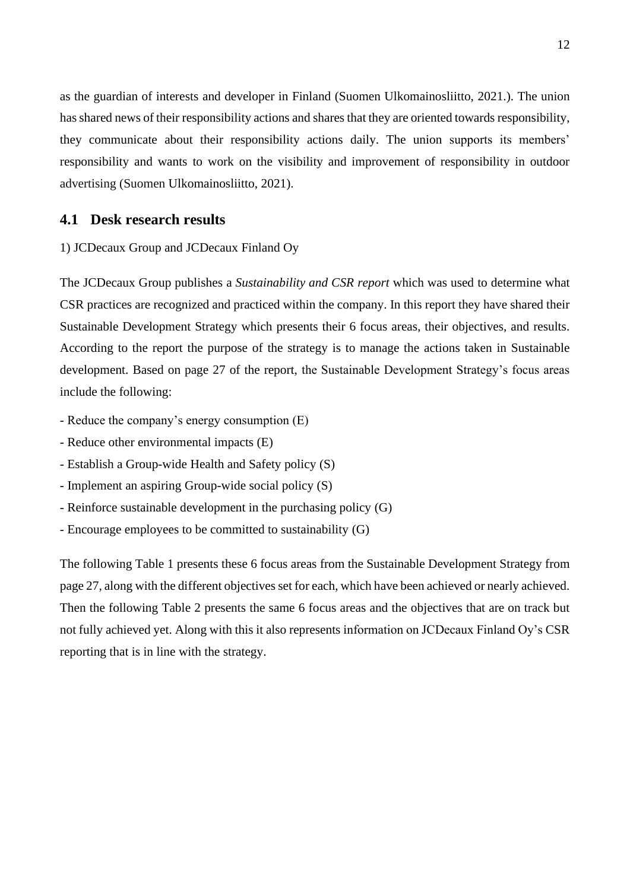as the guardian of interests and developer in Finland (Suomen Ulkomainosliitto, 2021.). The union has shared news of their responsibility actions and shares that they are oriented towards responsibility, they communicate about their responsibility actions daily. The union supports its members' responsibility and wants to work on the visibility and improvement of responsibility in outdoor advertising (Suomen Ulkomainosliitto, 2021).

## 4.1 Desk research results

1) JCDecaux Group and JCDecaux Finland Oy

The JCDecaux Group publishes a *Sustainability and CSR report* which was used to determine what CSR practices are recognized and practiced within the company. In this report they have shared their Sustainable Development Strategy which presents their 6 focus areas, their objectives, and results. According to the report the purpose of the strategy is to manage the actions taken in Sustainable development. Based on page 27 of the report, the Sustainable Development Strategy's focus areas include the following:

- Reduce the company's energy consumption (E)
- Reduce other environmental impacts (E)
- Establish a Group-wide Health and Safety policy (S)
- Implement an aspiring Group-wide social policy (S)
- Reinforce sustainable development in the purchasing policy (G)
- Encourage employees to be committed to sustainability (G)

The following Table 1 presents these 6 focus areas from the Sustainable Development Strategy from page 27, along with the different objectives set for each, which have been achieved or nearly achieved. Then the following Table 2 presents the same 6 focus areas and the objectives that are on track but not fully achieved yet. Along with this it also represents information on JCDecaux Finland Oy's CSR reporting that is in line with the strategy.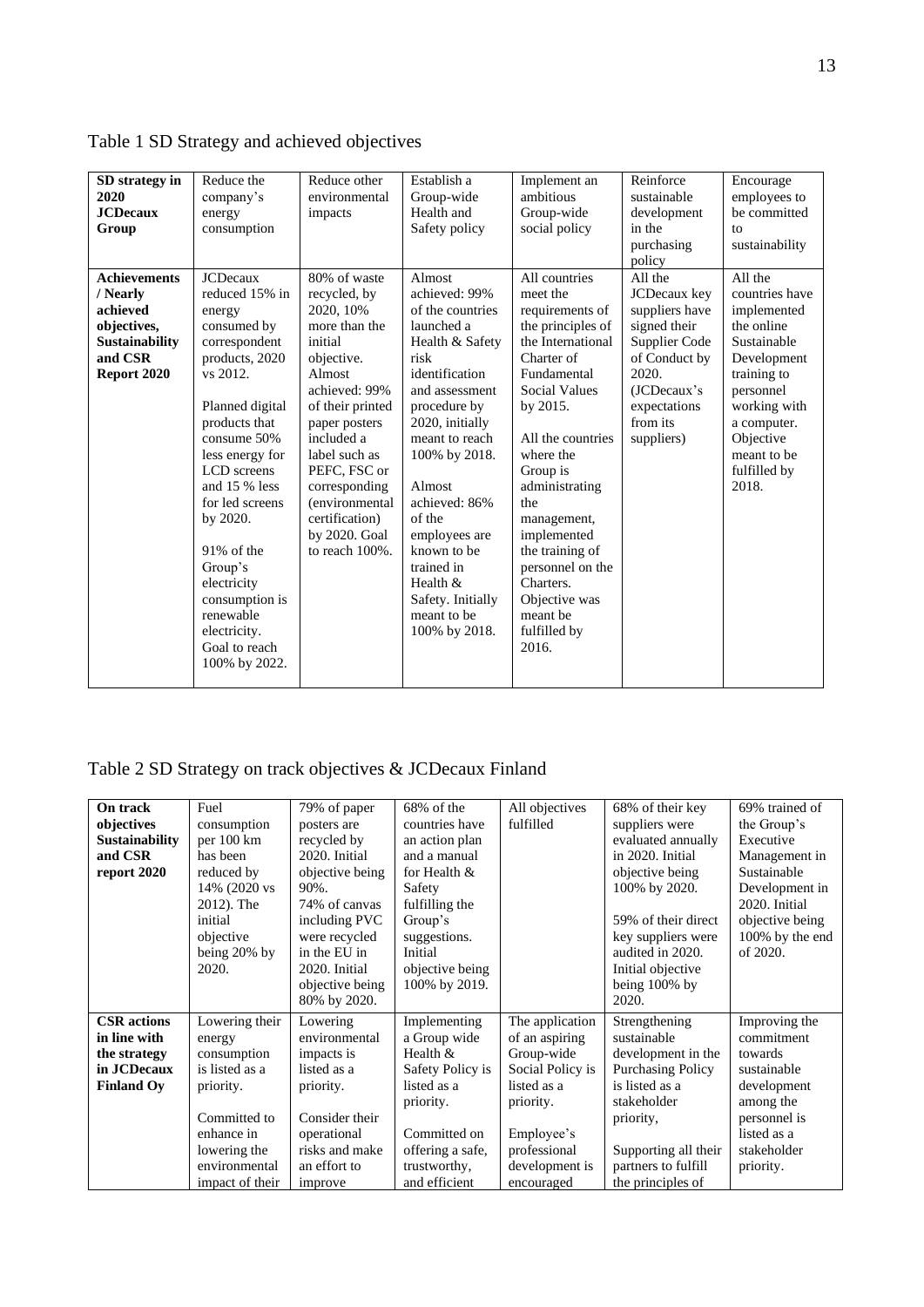Table 1 SD Strategy and achieved objectives

| **SD strategy in 2020 JCDecaux Group** | Reduce the company's energy consumption | Reduce other environmental impacts | Establish a Group-wide Health and Safety policy | Implement an ambitious Group-wide social policy | Reinforce sustainable development in the purchasing policy | Encourage employees to be committed to sustainability |
|---|---|---|---|---|---|---|
| **Achievements / Nearly achieved objectives, Sustainability and CSR Report 2020** | JCDecaux reduced 15% in energy consumed by correspondent products, 2020 vs 2012. Planned digital products that consume 50% less energy for LCD screens and 15 % less for led screens by 2020. 91% of the Group's electricity consumption is renewable electricity. Goal to reach 100% by 2022. | 80% of waste recycled, by 2020, 10% more than the initial objective. Almost achieved: 99% of their printed paper posters included a label such as PEFC, FSC or corresponding (environmental certification) by 2020. Goal to reach 100%. | Almost achieved: 99% of the countries launched a Health & Safety risk identification and assessment procedure by 2020, initially meant to reach 100% by 2018. Almost achieved: 86% of the employees are known to be trained in Health & Safety. Initially meant to be 100% by 2018. | All countries meet the requirements of the principles of the International Charter of Fundamental Social Values by 2015. All the countries where the Group is administrating the management, implemented the training of personnel on the Charters. Objective was meant be fulfilled by 2016. | All the JCDecaux key suppliers have signed their Supplier Code of Conduct by 2020. (JCDecaux's expectations from its suppliers) | All the countries have implemented the online Sustainable Development training to personnel working with a computer. Objective meant to be fulfilled by 2018. |

Table 2 SD Strategy on track objectives & JCDecaux Finland

| **On track objectives Sustainability and CSR report 2020** | Fuel consumption per 100 km has been reduced by 14% (2020 vs 2012). The initial objective being 20% by 2020. | 79% of paper posters are recycled by 2020. Initial objective being 90%. 74% of canvas including PVC were recycled in the EU in 2020. Initial objective being 80% by 2020. | 68% of the countries have an action plan and a manual for Health & Safety fulfilling the Group's suggestions. Initial objective being 100% by 2019. | All objectives fulfilled | 68% of their key suppliers were evaluated annually in 2020. Initial objective being 100% by 2020. 59% of their direct key suppliers were audited in 2020. Initial objective being 100% by 2020. | 69% trained of the Group's Executive Management in Sustainable Development in 2020. Initial objective being 100% by the end of 2020. |
|---|---|---|---|---|---|---|
| **CSR actions in line with the strategy in JCDecaux Finland Oy** | Lowering their energy consumption is listed as a priority. Committed to enhance in lowering the environmental impact of their | Lowering environmental impacts is listed as a priority. Consider their operational risks and make an effort to improve | Implementing a Group wide Health & Safety Policy is listed as a priority. Committed on offering a safe, trustworthy, and efficient | The application of an aspiring Group-wide Social Policy is listed as a priority. Employee's professional development is encouraged | Strengthening sustainable development in the Purchasing Policy is listed as a stakeholder priority, Supporting all their partners to fulfill the principles of | Improving the commitment towards sustainable development among the personnel is listed as a stakeholder priority. |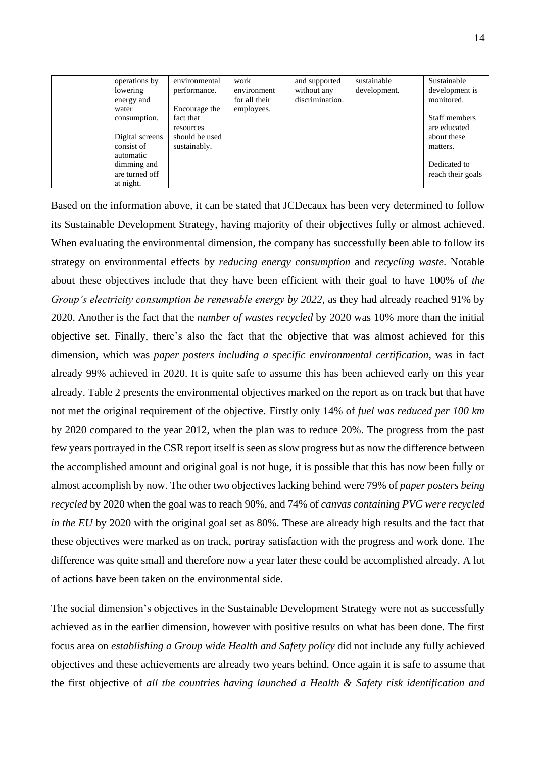| | operations by lowering energy and water consumption.<br><br>Digital screens consist of automatic dimming and are turned off at night. | environmental performance.<br><br>Encourage the fact that resources should be used sustainably. | work environment for all their employees. | and supported without any discrimination. | sustainable development. | Sustainable development is monitored.<br><br>Staff members are educated about these matters.<br><br>Dedicated to reach their goals |
|---|---|---|---|---|---|---|

Based on the information above, it can be stated that JCDecaux has been very determined to follow its Sustainable Development Strategy, having majority of their objectives fully or almost achieved. When evaluating the environmental dimension, the company has successfully been able to follow its strategy on environmental effects by *reducing energy consumption* and *recycling waste*. Notable about these objectives include that they have been efficient with their goal to have 100% of *the Group's electricity consumption be renewable energy by 2022*, as they had already reached 91% by 2020. Another is the fact that the *number of wastes recycled* by 2020 was 10% more than the initial objective set. Finally, there's also the fact that the objective that was almost achieved for this dimension, which was *paper posters including a specific environmental certification*, was in fact already 99% achieved in 2020. It is quite safe to assume this has been achieved early on this year already. Table 2 presents the environmental objectives marked on the report as on track but that have not met the original requirement of the objective. Firstly only 14% of *fuel was reduced per 100 km* by 2020 compared to the year 2012, when the plan was to reduce 20%. The progress from the past few years portrayed in the CSR report itself is seen as slow progress but as now the difference between the accomplished amount and original goal is not huge, it is possible that this has now been fully or almost accomplish by now. The other two objectives lacking behind were 79% of *paper posters being recycled* by 2020 when the goal was to reach 90%, and 74% of *canvas containing PVC were recycled in the EU* by 2020 with the original goal set as 80%. These are already high results and the fact that these objectives were marked as on track, portray satisfaction with the progress and work done. The difference was quite small and therefore now a year later these could be accomplished already. A lot of actions have been taken on the environmental side.

The social dimension's objectives in the Sustainable Development Strategy were not as successfully achieved as in the earlier dimension, however with positive results on what has been done. The first focus area on *establishing a Group wide Health and Safety policy* did not include any fully achieved objectives and these achievements are already two years behind. Once again it is safe to assume that the first objective of *all the countries having launched a Health & Safety risk identification and*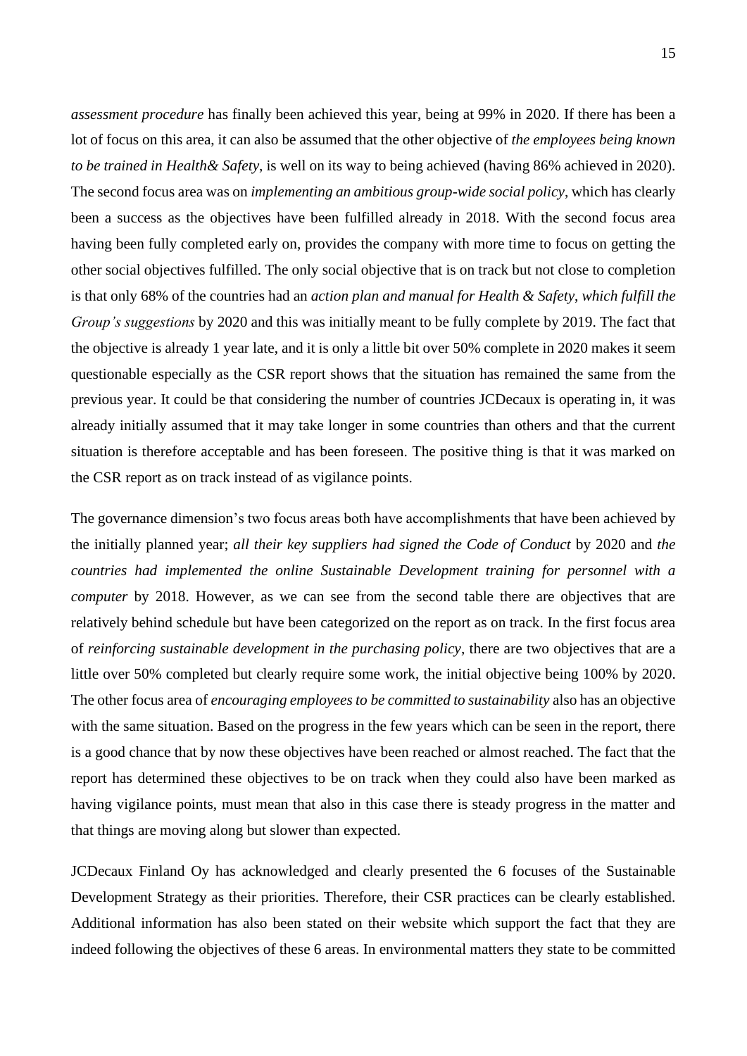*assessment procedure* has finally been achieved this year, being at 99% in 2020. If there has been a lot of focus on this area, it can also be assumed that the other objective of *the employees being known to be trained in Health& Safety*, is well on its way to being achieved (having 86% achieved in 2020). The second focus area was on *implementing an ambitious group-wide social policy*, which has clearly been a success as the objectives have been fulfilled already in 2018. With the second focus area having been fully completed early on, provides the company with more time to focus on getting the other social objectives fulfilled. The only social objective that is on track but not close to completion is that only 68% of the countries had an *action plan and manual for Health & Safety, which fulfill the Group's suggestions* by 2020 and this was initially meant to be fully complete by 2019. The fact that the objective is already 1 year late, and it is only a little bit over 50% complete in 2020 makes it seem questionable especially as the CSR report shows that the situation has remained the same from the previous year. It could be that considering the number of countries JCDecaux is operating in, it was already initially assumed that it may take longer in some countries than others and that the current situation is therefore acceptable and has been foreseen. The positive thing is that it was marked on the CSR report as on track instead of as vigilance points.

The governance dimension's two focus areas both have accomplishments that have been achieved by the initially planned year; *all their key suppliers had signed the Code of Conduct* by 2020 and *the countries had implemented the online Sustainable Development training for personnel with a computer* by 2018. However, as we can see from the second table there are objectives that are relatively behind schedule but have been categorized on the report as on track. In the first focus area of *reinforcing sustainable development in the purchasing policy*, there are two objectives that are a little over 50% completed but clearly require some work, the initial objective being 100% by 2020. The other focus area of *encouraging employees to be committed to sustainability* also has an objective with the same situation. Based on the progress in the few years which can be seen in the report, there is a good chance that by now these objectives have been reached or almost reached. The fact that the report has determined these objectives to be on track when they could also have been marked as having vigilance points, must mean that also in this case there is steady progress in the matter and that things are moving along but slower than expected.

JCDecaux Finland Oy has acknowledged and clearly presented the 6 focuses of the Sustainable Development Strategy as their priorities. Therefore, their CSR practices can be clearly established. Additional information has also been stated on their website which support the fact that they are indeed following the objectives of these 6 areas. In environmental matters they state to be committed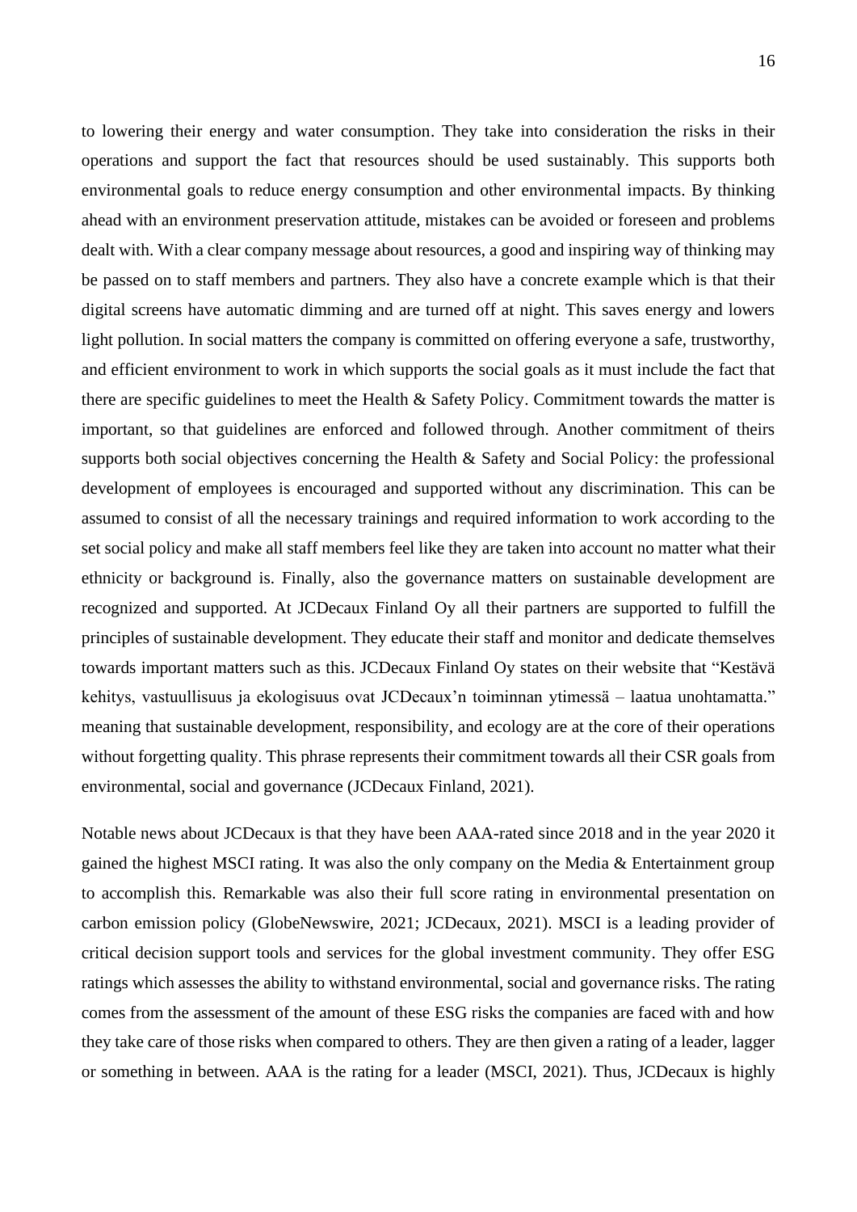to lowering their energy and water consumption. They take into consideration the risks in their operations and support the fact that resources should be used sustainably. This supports both environmental goals to reduce energy consumption and other environmental impacts. By thinking ahead with an environment preservation attitude, mistakes can be avoided or foreseen and problems dealt with. With a clear company message about resources, a good and inspiring way of thinking may be passed on to staff members and partners. They also have a concrete example which is that their digital screens have automatic dimming and are turned off at night. This saves energy and lowers light pollution. In social matters the company is committed on offering everyone a safe, trustworthy, and efficient environment to work in which supports the social goals as it must include the fact that there are specific guidelines to meet the Health & Safety Policy. Commitment towards the matter is important, so that guidelines are enforced and followed through. Another commitment of theirs supports both social objectives concerning the Health & Safety and Social Policy: the professional development of employees is encouraged and supported without any discrimination. This can be assumed to consist of all the necessary trainings and required information to work according to the set social policy and make all staff members feel like they are taken into account no matter what their ethnicity or background is. Finally, also the governance matters on sustainable development are recognized and supported. At JCDecaux Finland Oy all their partners are supported to fulfill the principles of sustainable development. They educate their staff and monitor and dedicate themselves towards important matters such as this. JCDecaux Finland Oy states on their website that "Kestävä kehitys, vastuullisuus ja ekologisuus ovat JCDecaux'n toiminnan ytimessä – laatua unohtamatta." meaning that sustainable development, responsibility, and ecology are at the core of their operations without forgetting quality. This phrase represents their commitment towards all their CSR goals from environmental, social and governance (JCDecaux Finland, 2021).

Notable news about JCDecaux is that they have been AAA-rated since 2018 and in the year 2020 it gained the highest MSCI rating. It was also the only company on the Media & Entertainment group to accomplish this. Remarkable was also their full score rating in environmental presentation on carbon emission policy (GlobeNewswire, 2021; JCDecaux, 2021). MSCI is a leading provider of critical decision support tools and services for the global investment community. They offer ESG ratings which assesses the ability to withstand environmental, social and governance risks. The rating comes from the assessment of the amount of these ESG risks the companies are faced with and how they take care of those risks when compared to others. They are then given a rating of a leader, lagger or something in between. AAA is the rating for a leader (MSCI, 2021). Thus, JCDecaux is highly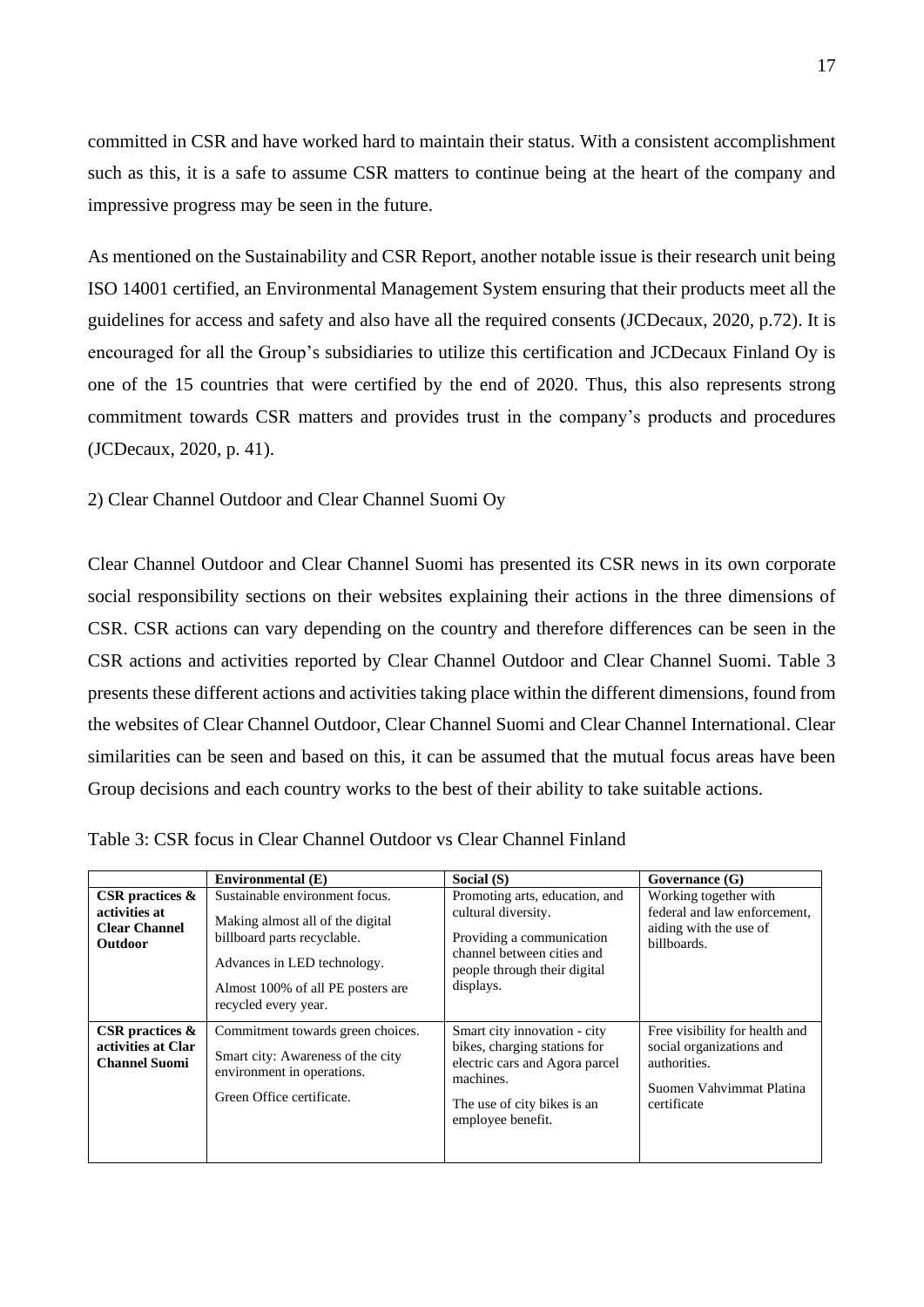committed in CSR and have worked hard to maintain their status. With a consistent accomplishment such as this, it is a safe to assume CSR matters to continue being at the heart of the company and impressive progress may be seen in the future.

As mentioned on the Sustainability and CSR Report, another notable issue is their research unit being ISO 14001 certified, an Environmental Management System ensuring that their products meet all the guidelines for access and safety and also have all the required consents (JCDecaux, 2020, p.72). It is encouraged for all the Group's subsidiaries to utilize this certification and JCDecaux Finland Oy is one of the 15 countries that were certified by the end of 2020. Thus, this also represents strong commitment towards CSR matters and provides trust in the company's products and procedures (JCDecaux, 2020, p. 41).

2) Clear Channel Outdoor and Clear Channel Suomi Oy

Clear Channel Outdoor and Clear Channel Suomi has presented its CSR news in its own corporate social responsibility sections on their websites explaining their actions in the three dimensions of CSR. CSR actions can vary depending on the country and therefore differences can be seen in the CSR actions and activities reported by Clear Channel Outdoor and Clear Channel Suomi. Table 3 presents these different actions and activities taking place within the different dimensions, found from the websites of Clear Channel Outdoor, Clear Channel Suomi and Clear Channel International. Clear similarities can be seen and based on this, it can be assumed that the mutual focus areas have been Group decisions and each country works to the best of their ability to take suitable actions.

Table 3: CSR focus in Clear Channel Outdoor vs Clear Channel Finland

| | **Environmental (E)** | **Social (S)** | **Governance (G)** |
|---|---|---|---|
| **CSR practices & activities at Clear Channel Outdoor** | Sustainable environment focus.<br><br>Making almost all of the digital billboard parts recyclable.<br><br>Advances in LED technology.<br><br>Almost 100% of all PE posters are recycled every year. | Promoting arts, education, and cultural diversity.<br><br>Providing a communication channel between cities and people through their digital displays. | Working together with federal and law enforcement, aiding with the use of billboards. |
| **CSR practices & activities at Clar Channel Suomi** | Commitment towards green choices.<br><br>Smart city: Awareness of the city environment in operations.<br><br>Green Office certificate. | Smart city innovation - city bikes, charging stations for electric cars and Agora parcel machines.<br><br>The use of city bikes is an employee benefit. | Free visibility for health and social organizations and authorities.<br><br>Suomen Vahvimmat Platina certificate |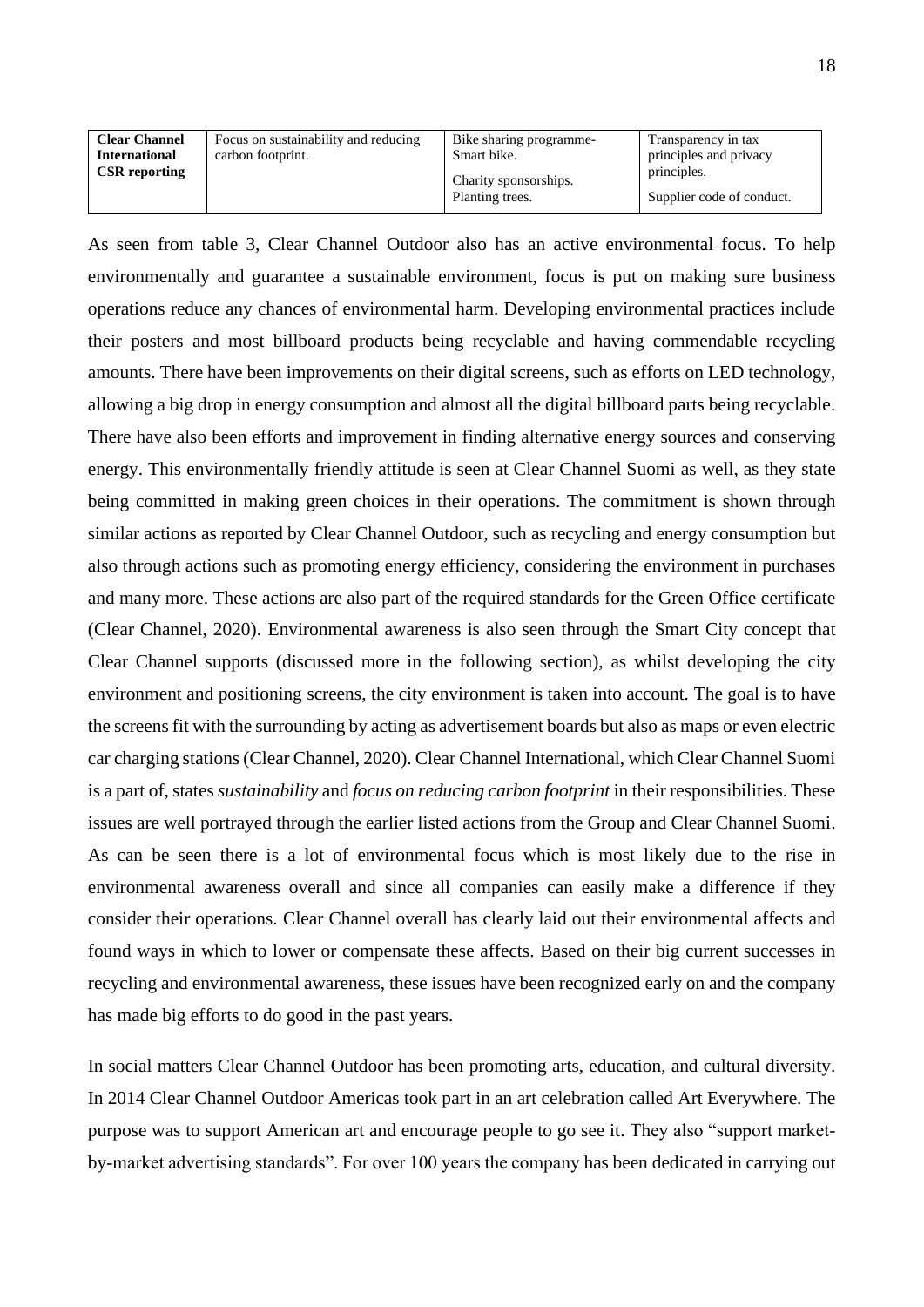| **Clear Channel International CSR reporting** | Focus on sustainability and reducing carbon footprint. | Bike sharing programme- Smart bike.<br><br>Charity sponsorships. Planting trees. | Transparency in tax principles and privacy principles.<br><br>Supplier code of conduct. |
|---|---|---|---|

As seen from table 3, Clear Channel Outdoor also has an active environmental focus. To help environmentally and guarantee a sustainable environment, focus is put on making sure business operations reduce any chances of environmental harm. Developing environmental practices include their posters and most billboard products being recyclable and having commendable recycling amounts. There have been improvements on their digital screens, such as efforts on LED technology, allowing a big drop in energy consumption and almost all the digital billboard parts being recyclable. There have also been efforts and improvement in finding alternative energy sources and conserving energy. This environmentally friendly attitude is seen at Clear Channel Suomi as well, as they state being committed in making green choices in their operations. The commitment is shown through similar actions as reported by Clear Channel Outdoor, such as recycling and energy consumption but also through actions such as promoting energy efficiency, considering the environment in purchases and many more. These actions are also part of the required standards for the Green Office certificate (Clear Channel, 2020). Environmental awareness is also seen through the Smart City concept that Clear Channel supports (discussed more in the following section), as whilst developing the city environment and positioning screens, the city environment is taken into account. The goal is to have the screens fit with the surrounding by acting as advertisement boards but also as maps or even electric car charging stations (Clear Channel, 2020). Clear Channel International, which Clear Channel Suomi is a part of, states *sustainability* and *focus on reducing carbon footprint* in their responsibilities. These issues are well portrayed through the earlier listed actions from the Group and Clear Channel Suomi. As can be seen there is a lot of environmental focus which is most likely due to the rise in environmental awareness overall and since all companies can easily make a difference if they consider their operations. Clear Channel overall has clearly laid out their environmental affects and found ways in which to lower or compensate these affects. Based on their big current successes in recycling and environmental awareness, these issues have been recognized early on and the company has made big efforts to do good in the past years.

In social matters Clear Channel Outdoor has been promoting arts, education, and cultural diversity. In 2014 Clear Channel Outdoor Americas took part in an art celebration called Art Everywhere. The purpose was to support American art and encourage people to go see it. They also "support market-by-market advertising standards". For over 100 years the company has been dedicated in carrying out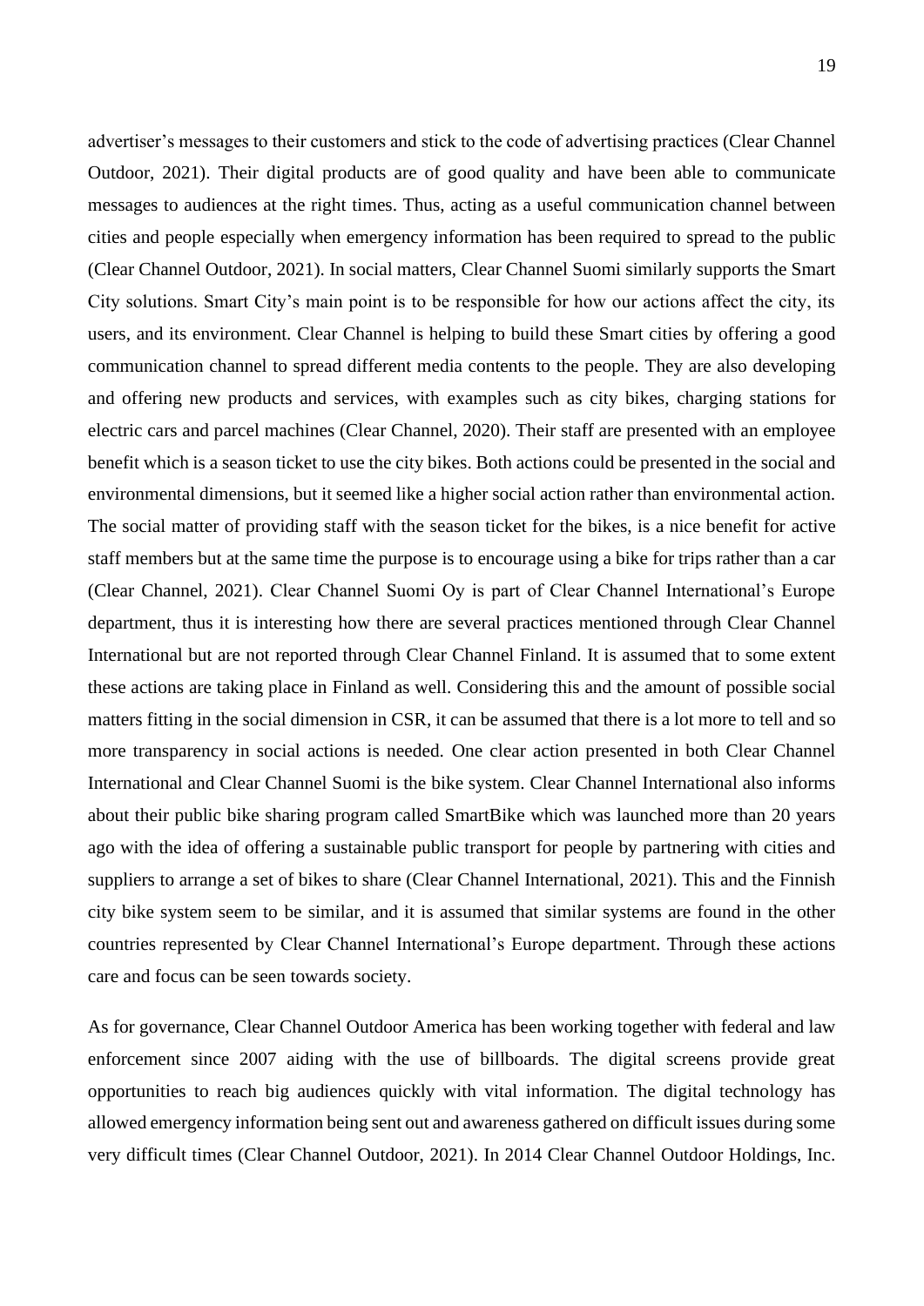advertiser's messages to their customers and stick to the code of advertising practices (Clear Channel Outdoor, 2021). Their digital products are of good quality and have been able to communicate messages to audiences at the right times. Thus, acting as a useful communication channel between cities and people especially when emergency information has been required to spread to the public (Clear Channel Outdoor, 2021). In social matters, Clear Channel Suomi similarly supports the Smart City solutions. Smart City's main point is to be responsible for how our actions affect the city, its users, and its environment. Clear Channel is helping to build these Smart cities by offering a good communication channel to spread different media contents to the people. They are also developing and offering new products and services, with examples such as city bikes, charging stations for electric cars and parcel machines (Clear Channel, 2020). Their staff are presented with an employee benefit which is a season ticket to use the city bikes. Both actions could be presented in the social and environmental dimensions, but it seemed like a higher social action rather than environmental action. The social matter of providing staff with the season ticket for the bikes, is a nice benefit for active staff members but at the same time the purpose is to encourage using a bike for trips rather than a car (Clear Channel, 2021). Clear Channel Suomi Oy is part of Clear Channel International's Europe department, thus it is interesting how there are several practices mentioned through Clear Channel International but are not reported through Clear Channel Finland. It is assumed that to some extent these actions are taking place in Finland as well. Considering this and the amount of possible social matters fitting in the social dimension in CSR, it can be assumed that there is a lot more to tell and so more transparency in social actions is needed. One clear action presented in both Clear Channel International and Clear Channel Suomi is the bike system. Clear Channel International also informs about their public bike sharing program called SmartBike which was launched more than 20 years ago with the idea of offering a sustainable public transport for people by partnering with cities and suppliers to arrange a set of bikes to share (Clear Channel International, 2021). This and the Finnish city bike system seem to be similar, and it is assumed that similar systems are found in the other countries represented by Clear Channel International's Europe department. Through these actions care and focus can be seen towards society.

As for governance, Clear Channel Outdoor America has been working together with federal and law enforcement since 2007 aiding with the use of billboards. The digital screens provide great opportunities to reach big audiences quickly with vital information. The digital technology has allowed emergency information being sent out and awareness gathered on difficult issues during some very difficult times (Clear Channel Outdoor, 2021). In 2014 Clear Channel Outdoor Holdings, Inc.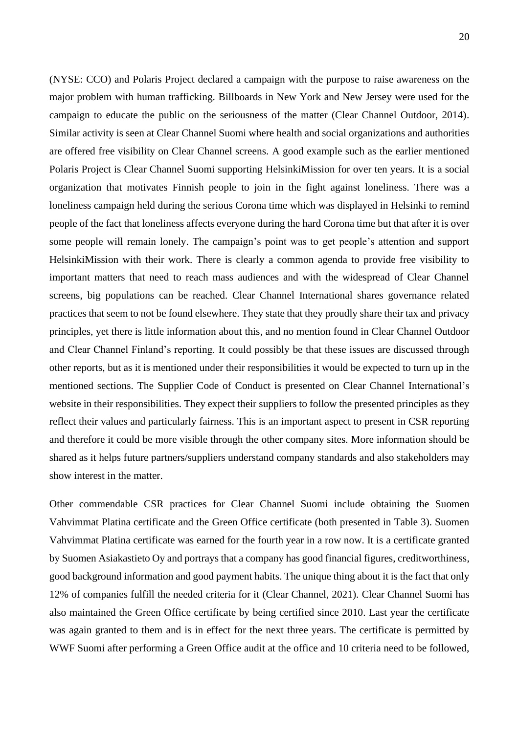(NYSE: CCO) and Polaris Project declared a campaign with the purpose to raise awareness on the major problem with human trafficking. Billboards in New York and New Jersey were used for the campaign to educate the public on the seriousness of the matter (Clear Channel Outdoor, 2014). Similar activity is seen at Clear Channel Suomi where health and social organizations and authorities are offered free visibility on Clear Channel screens. A good example such as the earlier mentioned Polaris Project is Clear Channel Suomi supporting HelsinkiMission for over ten years. It is a social organization that motivates Finnish people to join in the fight against loneliness. There was a loneliness campaign held during the serious Corona time which was displayed in Helsinki to remind people of the fact that loneliness affects everyone during the hard Corona time but that after it is over some people will remain lonely. The campaign's point was to get people's attention and support HelsinkiMission with their work. There is clearly a common agenda to provide free visibility to important matters that need to reach mass audiences and with the widespread of Clear Channel screens, big populations can be reached. Clear Channel International shares governance related practices that seem to not be found elsewhere. They state that they proudly share their tax and privacy principles, yet there is little information about this, and no mention found in Clear Channel Outdoor and Clear Channel Finland's reporting. It could possibly be that these issues are discussed through other reports, but as it is mentioned under their responsibilities it would be expected to turn up in the mentioned sections. The Supplier Code of Conduct is presented on Clear Channel International's website in their responsibilities. They expect their suppliers to follow the presented principles as they reflect their values and particularly fairness. This is an important aspect to present in CSR reporting and therefore it could be more visible through the other company sites. More information should be shared as it helps future partners/suppliers understand company standards and also stakeholders may show interest in the matter.

Other commendable CSR practices for Clear Channel Suomi include obtaining the Suomen Vahvimmat Platina certificate and the Green Office certificate (both presented in Table 3). Suomen Vahvimmat Platina certificate was earned for the fourth year in a row now. It is a certificate granted by Suomen Asiakastieto Oy and portrays that a company has good financial figures, creditworthiness, good background information and good payment habits. The unique thing about it is the fact that only 12% of companies fulfill the needed criteria for it (Clear Channel, 2021). Clear Channel Suomi has also maintained the Green Office certificate by being certified since 2010. Last year the certificate was again granted to them and is in effect for the next three years. The certificate is permitted by WWF Suomi after performing a Green Office audit at the office and 10 criteria need to be followed,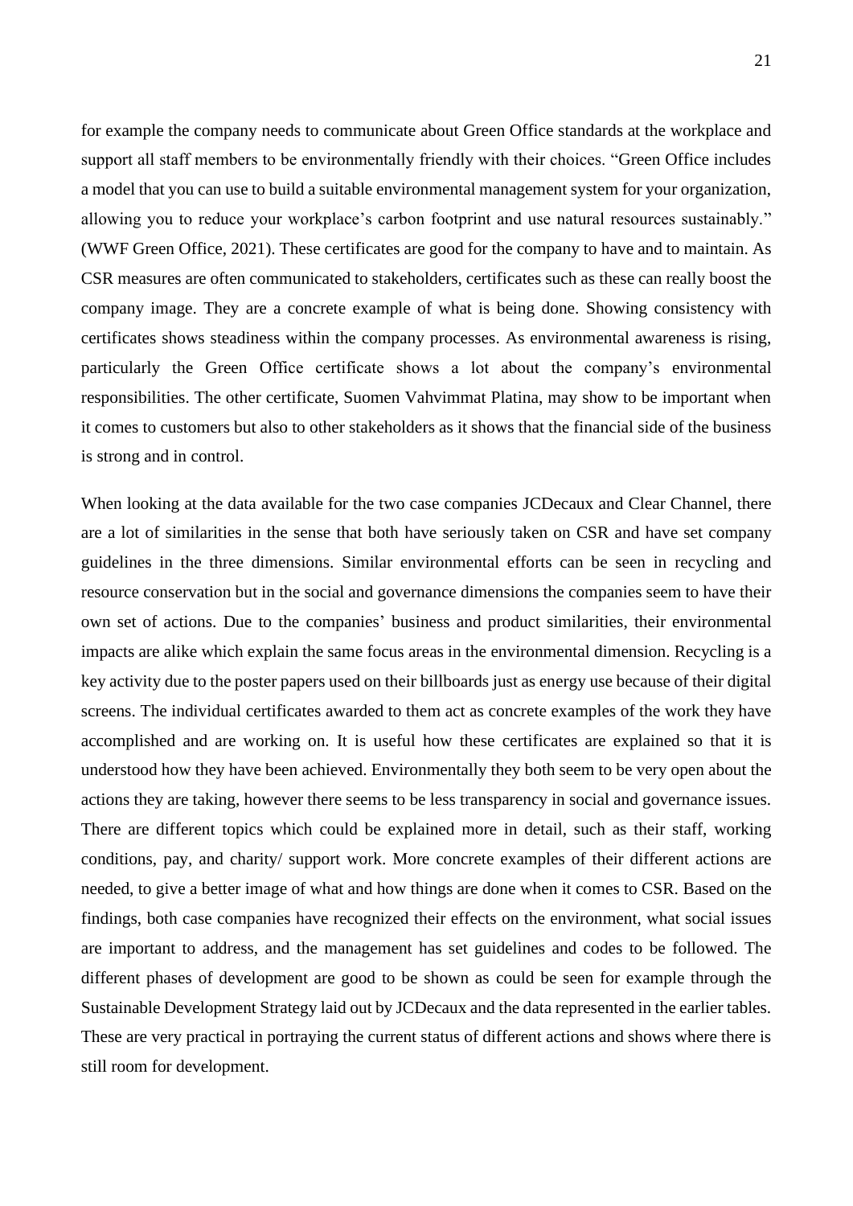for example the company needs to communicate about Green Office standards at the workplace and support all staff members to be environmentally friendly with their choices. "Green Office includes a model that you can use to build a suitable environmental management system for your organization, allowing you to reduce your workplace's carbon footprint and use natural resources sustainably." (WWF Green Office, 2021). These certificates are good for the company to have and to maintain. As CSR measures are often communicated to stakeholders, certificates such as these can really boost the company image. They are a concrete example of what is being done. Showing consistency with certificates shows steadiness within the company processes. As environmental awareness is rising, particularly the Green Office certificate shows a lot about the company's environmental responsibilities. The other certificate, Suomen Vahvimmat Platina, may show to be important when it comes to customers but also to other stakeholders as it shows that the financial side of the business is strong and in control.

When looking at the data available for the two case companies JCDecaux and Clear Channel, there are a lot of similarities in the sense that both have seriously taken on CSR and have set company guidelines in the three dimensions. Similar environmental efforts can be seen in recycling and resource conservation but in the social and governance dimensions the companies seem to have their own set of actions. Due to the companies' business and product similarities, their environmental impacts are alike which explain the same focus areas in the environmental dimension. Recycling is a key activity due to the poster papers used on their billboards just as energy use because of their digital screens. The individual certificates awarded to them act as concrete examples of the work they have accomplished and are working on. It is useful how these certificates are explained so that it is understood how they have been achieved. Environmentally they both seem to be very open about the actions they are taking, however there seems to be less transparency in social and governance issues. There are different topics which could be explained more in detail, such as their staff, working conditions, pay, and charity/ support work. More concrete examples of their different actions are needed, to give a better image of what and how things are done when it comes to CSR. Based on the findings, both case companies have recognized their effects on the environment, what social issues are important to address, and the management has set guidelines and codes to be followed. The different phases of development are good to be shown as could be seen for example through the Sustainable Development Strategy laid out by JCDecaux and the data represented in the earlier tables. These are very practical in portraying the current status of different actions and shows where there is still room for development.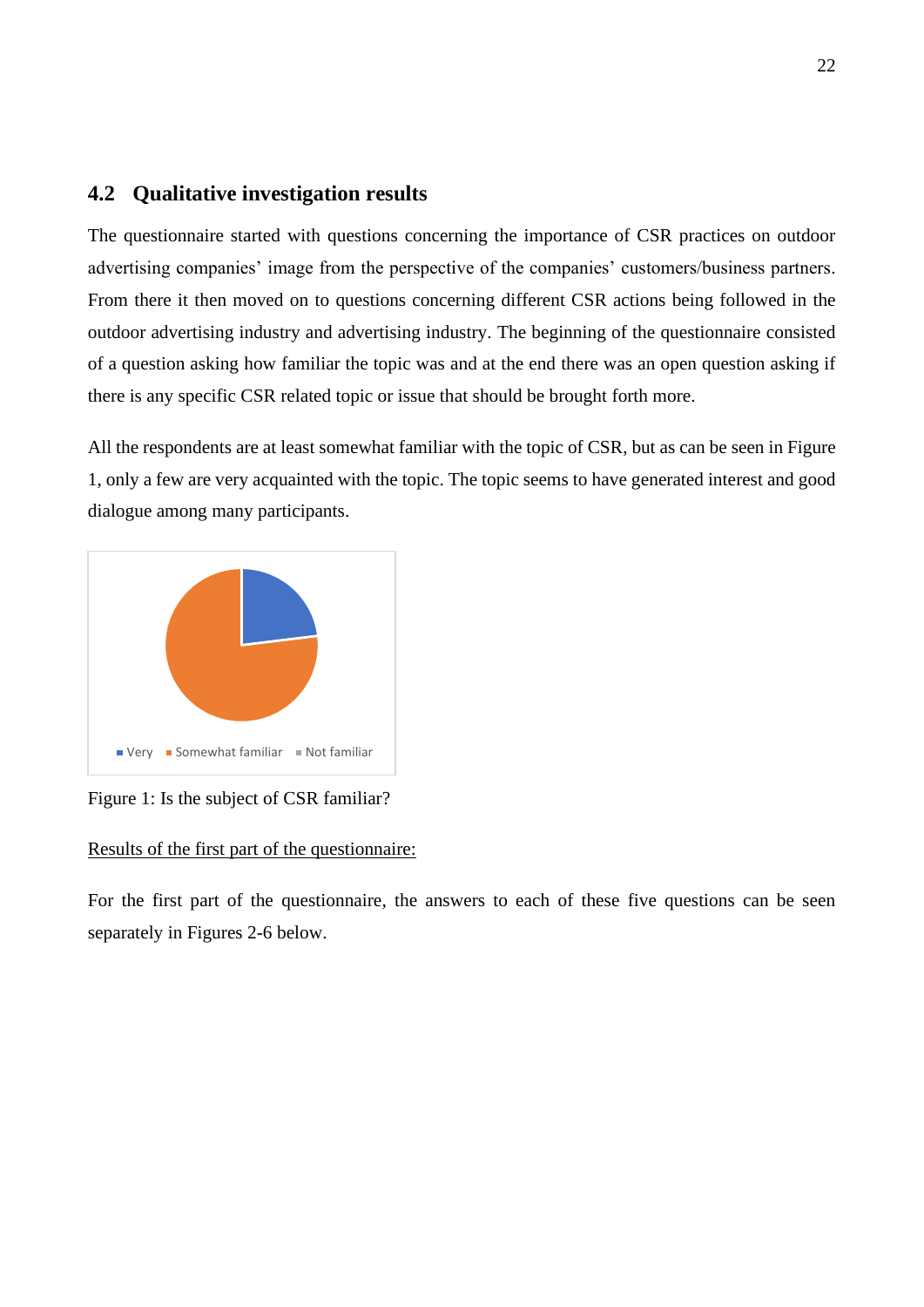## 4.2 Qualitative investigation results

The questionnaire started with questions concerning the importance of CSR practices on outdoor advertising companies' image from the perspective of the companies' customers/business partners. From there it then moved on to questions concerning different CSR actions being followed in the outdoor advertising industry and advertising industry. The beginning of the questionnaire consisted of a question asking how familiar the topic was and at the end there was an open question asking if there is any specific CSR related topic or issue that should be brought forth more.

All the respondents are at least somewhat familiar with the topic of CSR, but as can be seen in Figure 1, only a few are very acquainted with the topic. The topic seems to have generated interest and good dialogue among many participants.

Very · Somewhat familiar · Not familiar

Figure 1: Is the subject of CSR familiar?

<u>Results of the first part of the questionnaire:</u>

For the first part of the questionnaire, the answers to each of these five questions can be seen separately in Figures 2-6 below.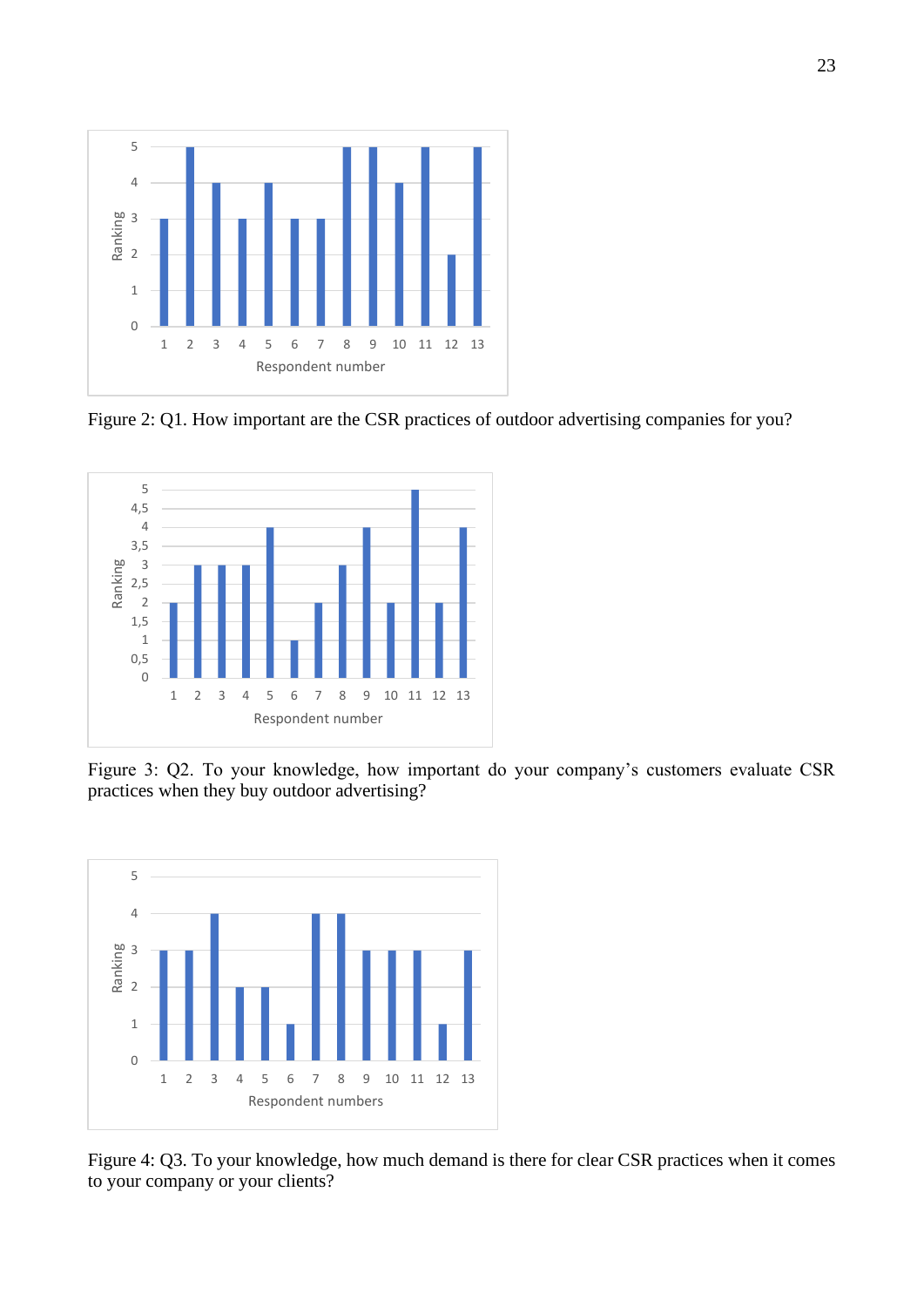Figure 2: Q1. How important are the CSR practices of outdoor advertising companies for you?

Figure 3: Q2. To your knowledge, how important do your company's customers evaluate CSR practices when they buy outdoor advertising?

Figure 4: Q3. To your knowledge, how much demand is there for clear CSR practices when it comes to your company or your clients?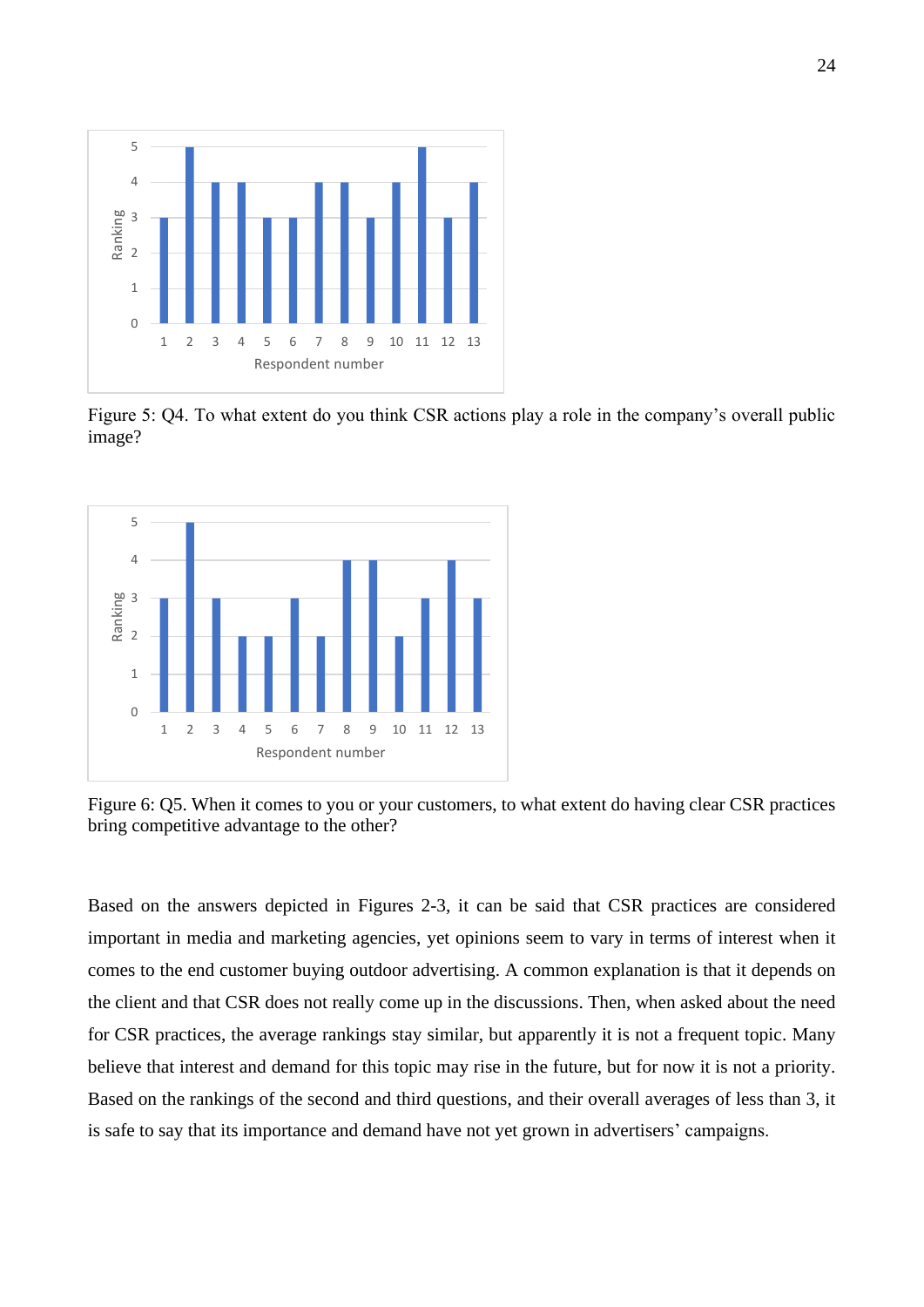Figure 5: Q4. To what extent do you think CSR actions play a role in the company's overall public image?

Figure 6: Q5. When it comes to you or your customers, to what extent do having clear CSR practices bring competitive advantage to the other?

Based on the answers depicted in Figures 2-3, it can be said that CSR practices are considered important in media and marketing agencies, yet opinions seem to vary in terms of interest when it comes to the end customer buying outdoor advertising. A common explanation is that it depends on the client and that CSR does not really come up in the discussions. Then, when asked about the need for CSR practices, the average rankings stay similar, but apparently it is not a frequent topic. Many believe that interest and demand for this topic may rise in the future, but for now it is not a priority. Based on the rankings of the second and third questions, and their overall averages of less than 3, it is safe to say that its importance and demand have not yet grown in advertisers' campaigns.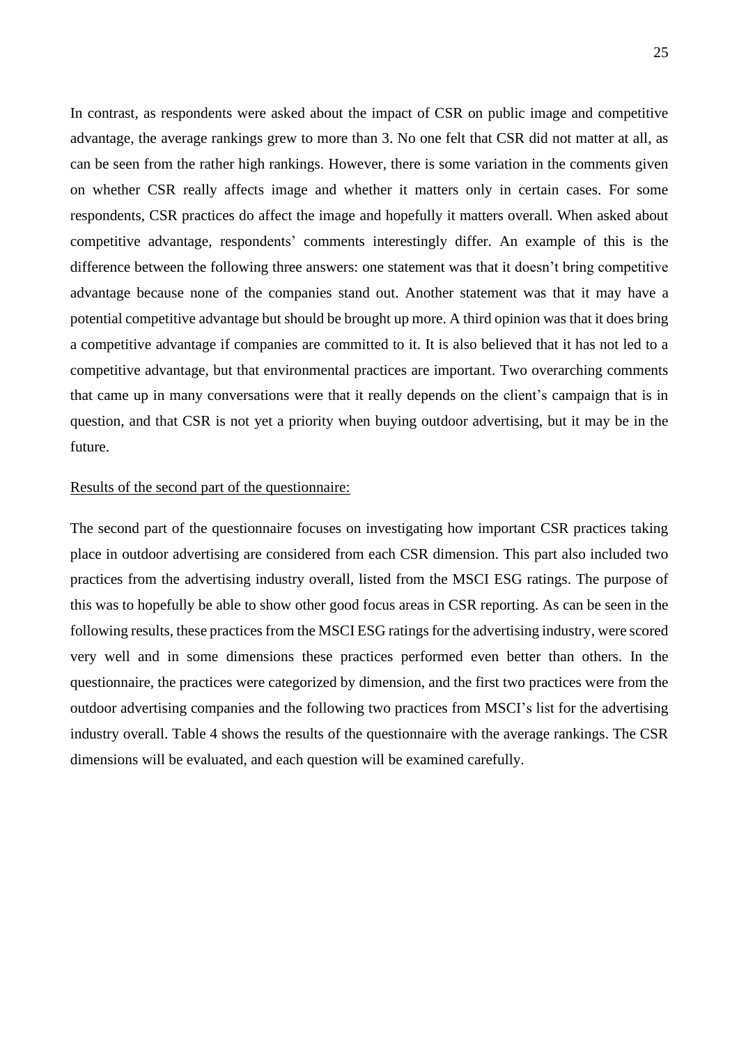In contrast, as respondents were asked about the impact of CSR on public image and competitive advantage, the average rankings grew to more than 3. No one felt that CSR did not matter at all, as can be seen from the rather high rankings. However, there is some variation in the comments given on whether CSR really affects image and whether it matters only in certain cases. For some respondents, CSR practices do affect the image and hopefully it matters overall. When asked about competitive advantage, respondents' comments interestingly differ. An example of this is the difference between the following three answers: one statement was that it doesn't bring competitive advantage because none of the companies stand out. Another statement was that it may have a potential competitive advantage but should be brought up more. A third opinion was that it does bring a competitive advantage if companies are committed to it. It is also believed that it has not led to a competitive advantage, but that environmental practices are important. Two overarching comments that came up in many conversations were that it really depends on the client's campaign that is in question, and that CSR is not yet a priority when buying outdoor advertising, but it may be in the future.

<u>Results of the second part of the questionnaire:</u>

The second part of the questionnaire focuses on investigating how important CSR practices taking place in outdoor advertising are considered from each CSR dimension. This part also included two practices from the advertising industry overall, listed from the MSCI ESG ratings. The purpose of this was to hopefully be able to show other good focus areas in CSR reporting. As can be seen in the following results, these practices from the MSCI ESG ratings for the advertising industry, were scored very well and in some dimensions these practices performed even better than others. In the questionnaire, the practices were categorized by dimension, and the first two practices were from the outdoor advertising companies and the following two practices from MSCI's list for the advertising industry overall. Table 4 shows the results of the questionnaire with the average rankings. The CSR dimensions will be evaluated, and each question will be examined carefully.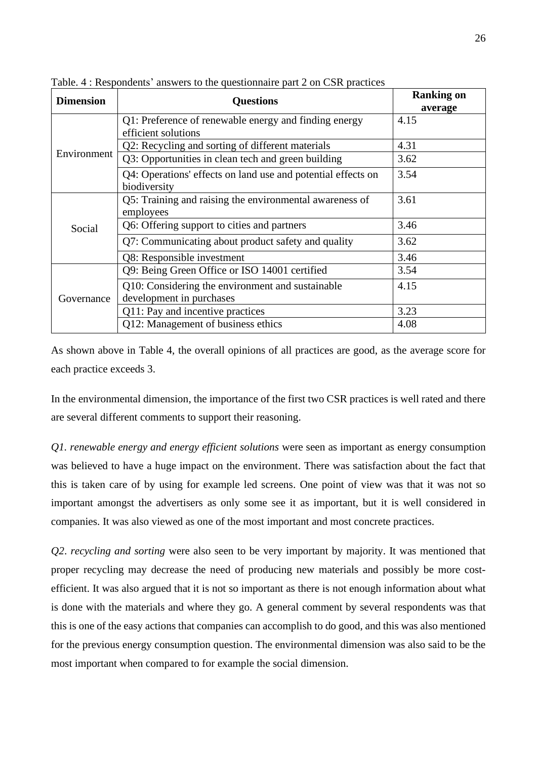Table. 4 : Respondents' answers to the questionnaire part 2 on CSR practices

| Dimension | Questions | Ranking on average |
|---|---|---|
| Environment | Q1: Preference of renewable energy and finding energy efficient solutions | 4.15 |
| | Q2: Recycling and sorting of different materials | 4.31 |
| | Q3: Opportunities in clean tech and green building | 3.62 |
| | Q4: Operations' effects on land use and potential effects on biodiversity | 3.54 |
| Social | Q5: Training and raising the environmental awareness of employees | 3.61 |
| | Q6: Offering support to cities and partners | 3.46 |
| | Q7: Communicating about product safety and quality | 3.62 |
| | Q8: Responsible investment | 3.46 |
| Governance | Q9: Being Green Office or ISO 14001 certified | 3.54 |
| | Q10: Considering the environment and sustainable development in purchases | 4.15 |
| | Q11: Pay and incentive practices | 3.23 |
| | Q12: Management of business ethics | 4.08 |

As shown above in Table 4, the overall opinions of all practices are good, as the average score for each practice exceeds 3.

In the environmental dimension, the importance of the first two CSR practices is well rated and there are several different comments to support their reasoning.

*Q1. renewable energy and energy efficient solutions* were seen as important as energy consumption was believed to have a huge impact on the environment. There was satisfaction about the fact that this is taken care of by using for example led screens. One point of view was that it was not so important amongst the advertisers as only some see it as important, but it is well considered in companies. It was also viewed as one of the most important and most concrete practices.

*Q2. recycling and sorting* were also seen to be very important by majority. It was mentioned that proper recycling may decrease the need of producing new materials and possibly be more cost-efficient. It was also argued that it is not so important as there is not enough information about what is done with the materials and where they go. A general comment by several respondents was that this is one of the easy actions that companies can accomplish to do good, and this was also mentioned for the previous energy consumption question. The environmental dimension was also said to be the most important when compared to for example the social dimension.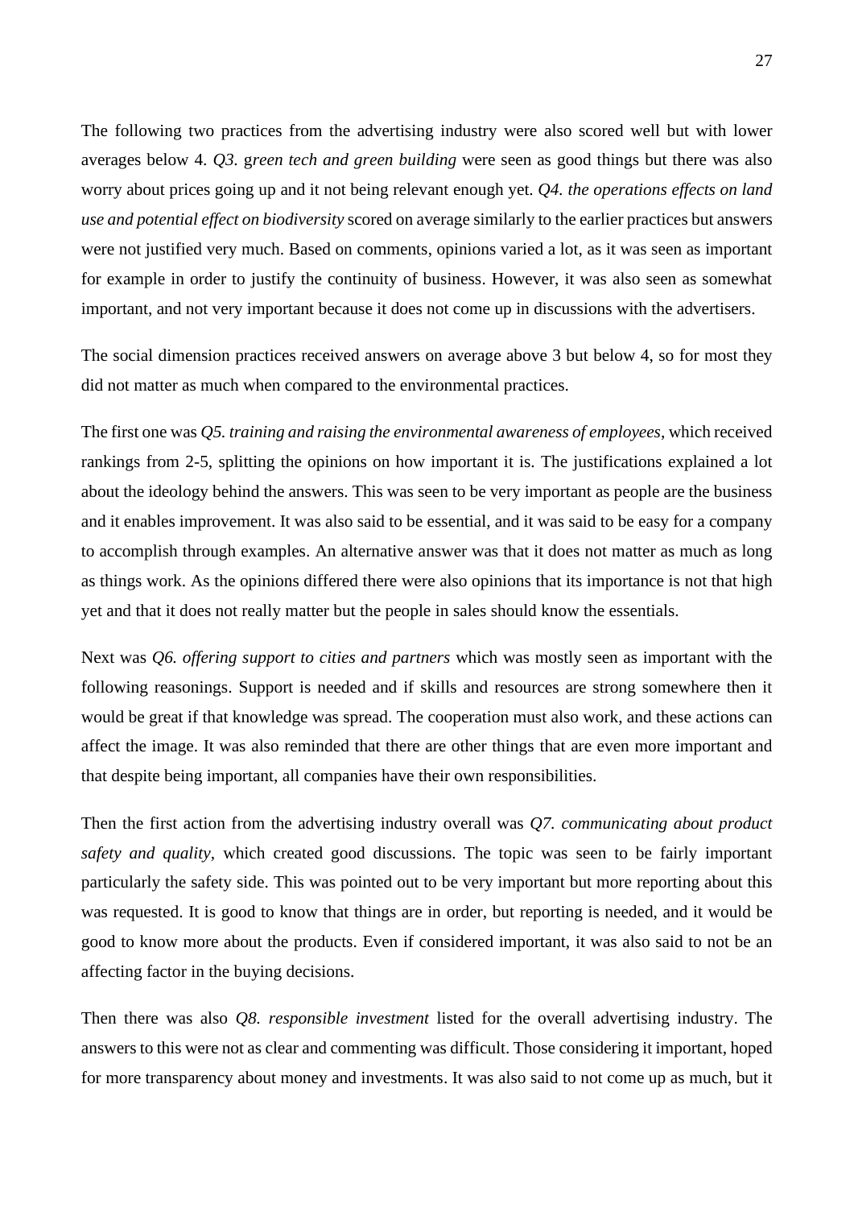The following two practices from the advertising industry were also scored well but with lower averages below 4. *Q3. green tech and green building* were seen as good things but there was also worry about prices going up and it not being relevant enough yet. *Q4. the operations effects on land use and potential effect on biodiversity* scored on average similarly to the earlier practices but answers were not justified very much. Based on comments, opinions varied a lot, as it was seen as important for example in order to justify the continuity of business. However, it was also seen as somewhat important, and not very important because it does not come up in discussions with the advertisers.

The social dimension practices received answers on average above 3 but below 4, so for most they did not matter as much when compared to the environmental practices.

The first one was *Q5. training and raising the environmental awareness of employees*, which received rankings from 2-5, splitting the opinions on how important it is. The justifications explained a lot about the ideology behind the answers. This was seen to be very important as people are the business and it enables improvement. It was also said to be essential, and it was said to be easy for a company to accomplish through examples. An alternative answer was that it does not matter as much as long as things work. As the opinions differed there were also opinions that its importance is not that high yet and that it does not really matter but the people in sales should know the essentials.

Next was *Q6. offering support to cities and partners* which was mostly seen as important with the following reasonings. Support is needed and if skills and resources are strong somewhere then it would be great if that knowledge was spread. The cooperation must also work, and these actions can affect the image. It was also reminded that there are other things that are even more important and that despite being important, all companies have their own responsibilities.

Then the first action from the advertising industry overall was *Q7. communicating about product safety and quality*, which created good discussions. The topic was seen to be fairly important particularly the safety side. This was pointed out to be very important but more reporting about this was requested. It is good to know that things are in order, but reporting is needed, and it would be good to know more about the products. Even if considered important, it was also said to not be an affecting factor in the buying decisions.

Then there was also *Q8. responsible investment* listed for the overall advertising industry. The answers to this were not as clear and commenting was difficult. Those considering it important, hoped for more transparency about money and investments. It was also said to not come up as much, but it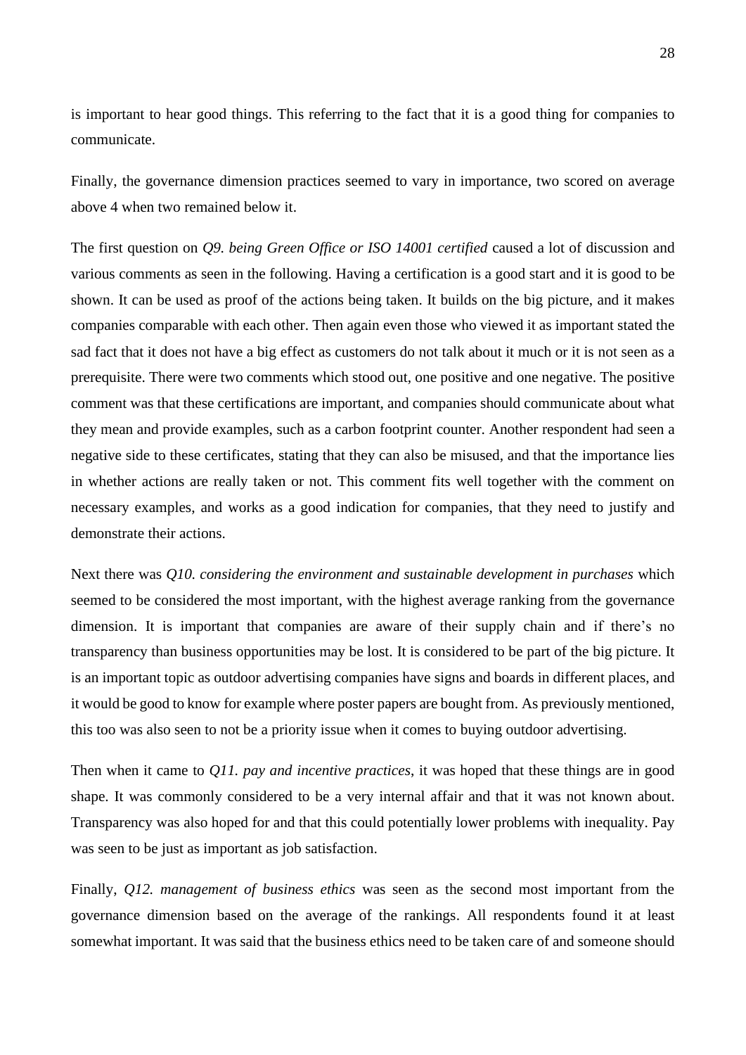is important to hear good things. This referring to the fact that it is a good thing for companies to communicate.

Finally, the governance dimension practices seemed to vary in importance, two scored on average above 4 when two remained below it.

The first question on *Q9. being Green Office or ISO 14001 certified* caused a lot of discussion and various comments as seen in the following. Having a certification is a good start and it is good to be shown. It can be used as proof of the actions being taken. It builds on the big picture, and it makes companies comparable with each other. Then again even those who viewed it as important stated the sad fact that it does not have a big effect as customers do not talk about it much or it is not seen as a prerequisite. There were two comments which stood out, one positive and one negative. The positive comment was that these certifications are important, and companies should communicate about what they mean and provide examples, such as a carbon footprint counter. Another respondent had seen a negative side to these certificates, stating that they can also be misused, and that the importance lies in whether actions are really taken or not. This comment fits well together with the comment on necessary examples, and works as a good indication for companies, that they need to justify and demonstrate their actions.

Next there was *Q10. considering the environment and sustainable development in purchases* which seemed to be considered the most important, with the highest average ranking from the governance dimension. It is important that companies are aware of their supply chain and if there's no transparency than business opportunities may be lost. It is considered to be part of the big picture. It is an important topic as outdoor advertising companies have signs and boards in different places, and it would be good to know for example where poster papers are bought from. As previously mentioned, this too was also seen to not be a priority issue when it comes to buying outdoor advertising.

Then when it came to *Q11. pay and incentive practices*, it was hoped that these things are in good shape. It was commonly considered to be a very internal affair and that it was not known about. Transparency was also hoped for and that this could potentially lower problems with inequality. Pay was seen to be just as important as job satisfaction.

Finally, *Q12. management of business ethics* was seen as the second most important from the governance dimension based on the average of the rankings. All respondents found it at least somewhat important. It was said that the business ethics need to be taken care of and someone should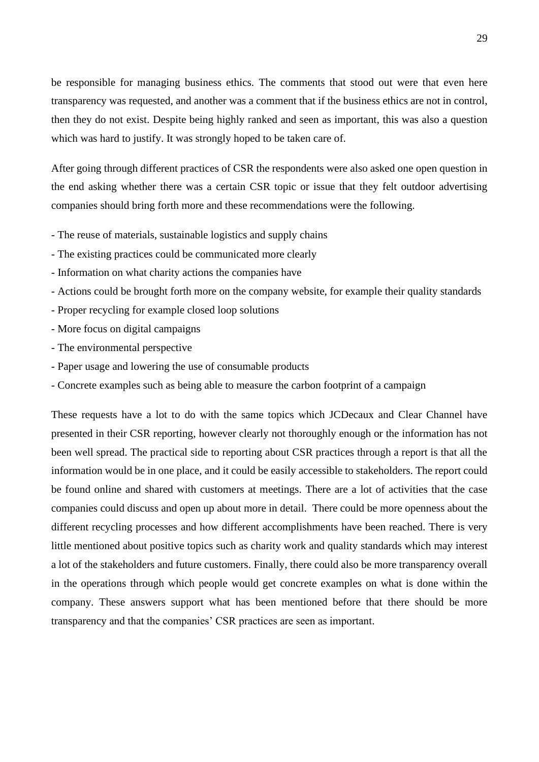be responsible for managing business ethics. The comments that stood out were that even here transparency was requested, and another was a comment that if the business ethics are not in control, then they do not exist. Despite being highly ranked and seen as important, this was also a question which was hard to justify. It was strongly hoped to be taken care of.

After going through different practices of CSR the respondents were also asked one open question in the end asking whether there was a certain CSR topic or issue that they felt outdoor advertising companies should bring forth more and these recommendations were the following.

- The reuse of materials, sustainable logistics and supply chains
- The existing practices could be communicated more clearly
- Information on what charity actions the companies have
- Actions could be brought forth more on the company website, for example their quality standards
- Proper recycling for example closed loop solutions
- More focus on digital campaigns
- The environmental perspective
- Paper usage and lowering the use of consumable products
- Concrete examples such as being able to measure the carbon footprint of a campaign

These requests have a lot to do with the same topics which JCDecaux and Clear Channel have presented in their CSR reporting, however clearly not thoroughly enough or the information has not been well spread. The practical side to reporting about CSR practices through a report is that all the information would be in one place, and it could be easily accessible to stakeholders. The report could be found online and shared with customers at meetings. There are a lot of activities that the case companies could discuss and open up about more in detail. There could be more openness about the different recycling processes and how different accomplishments have been reached. There is very little mentioned about positive topics such as charity work and quality standards which may interest a lot of the stakeholders and future customers. Finally, there could also be more transparency overall in the operations through which people would get concrete examples on what is done within the company. These answers support what has been mentioned before that there should be more transparency and that the companies' CSR practices are seen as important.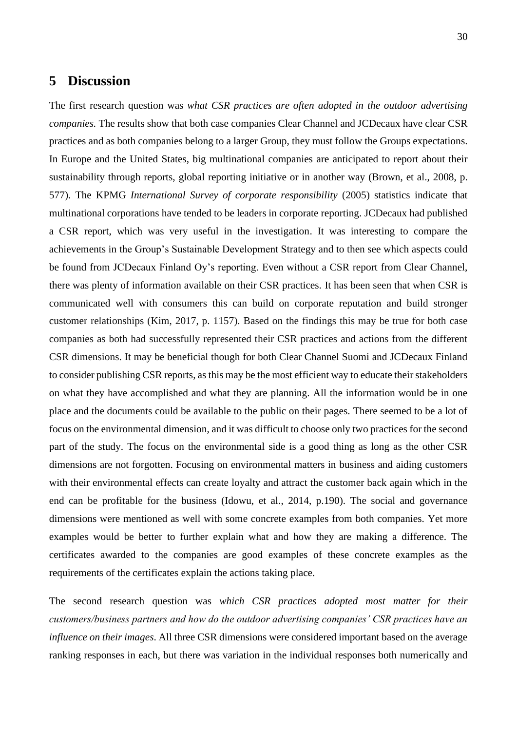# 5 Discussion

The first research question was *what CSR practices are often adopted in the outdoor advertising companies.* The results show that both case companies Clear Channel and JCDecaux have clear CSR practices and as both companies belong to a larger Group, they must follow the Groups expectations. In Europe and the United States, big multinational companies are anticipated to report about their sustainability through reports, global reporting initiative or in another way (Brown, et al., 2008, p. 577). The KPMG *International Survey of corporate responsibility* (2005) statistics indicate that multinational corporations have tended to be leaders in corporate reporting. JCDecaux had published a CSR report, which was very useful in the investigation. It was interesting to compare the achievements in the Group's Sustainable Development Strategy and to then see which aspects could be found from JCDecaux Finland Oy's reporting. Even without a CSR report from Clear Channel, there was plenty of information available on their CSR practices. It has been seen that when CSR is communicated well with consumers this can build on corporate reputation and build stronger customer relationships (Kim, 2017, p. 1157). Based on the findings this may be true for both case companies as both had successfully represented their CSR practices and actions from the different CSR dimensions. It may be beneficial though for both Clear Channel Suomi and JCDecaux Finland to consider publishing CSR reports, as this may be the most efficient way to educate their stakeholders on what they have accomplished and what they are planning. All the information would be in one place and the documents could be available to the public on their pages. There seemed to be a lot of focus on the environmental dimension, and it was difficult to choose only two practices for the second part of the study. The focus on the environmental side is a good thing as long as the other CSR dimensions are not forgotten. Focusing on environmental matters in business and aiding customers with their environmental effects can create loyalty and attract the customer back again which in the end can be profitable for the business (Idowu, et al., 2014, p.190). The social and governance dimensions were mentioned as well with some concrete examples from both companies. Yet more examples would be better to further explain what and how they are making a difference. The certificates awarded to the companies are good examples of these concrete examples as the requirements of the certificates explain the actions taking place.

The second research question was *which CSR practices adopted most matter for their customers/business partners and how do the outdoor advertising companies' CSR practices have an influence on their images*. All three CSR dimensions were considered important based on the average ranking responses in each, but there was variation in the individual responses both numerically and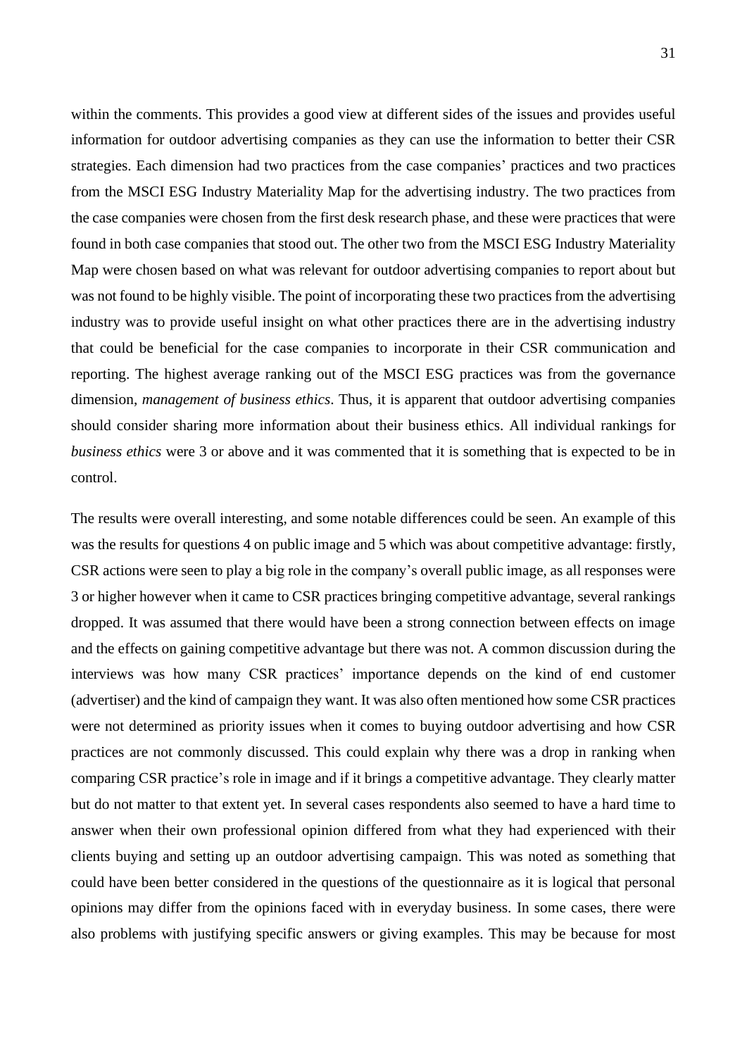within the comments. This provides a good view at different sides of the issues and provides useful information for outdoor advertising companies as they can use the information to better their CSR strategies. Each dimension had two practices from the case companies' practices and two practices from the MSCI ESG Industry Materiality Map for the advertising industry. The two practices from the case companies were chosen from the first desk research phase, and these were practices that were found in both case companies that stood out. The other two from the MSCI ESG Industry Materiality Map were chosen based on what was relevant for outdoor advertising companies to report about but was not found to be highly visible. The point of incorporating these two practices from the advertising industry was to provide useful insight on what other practices there are in the advertising industry that could be beneficial for the case companies to incorporate in their CSR communication and reporting. The highest average ranking out of the MSCI ESG practices was from the governance dimension, *management of business ethics*. Thus, it is apparent that outdoor advertising companies should consider sharing more information about their business ethics. All individual rankings for *business ethics* were 3 or above and it was commented that it is something that is expected to be in control.

The results were overall interesting, and some notable differences could be seen. An example of this was the results for questions 4 on public image and 5 which was about competitive advantage: firstly, CSR actions were seen to play a big role in the company's overall public image, as all responses were 3 or higher however when it came to CSR practices bringing competitive advantage, several rankings dropped. It was assumed that there would have been a strong connection between effects on image and the effects on gaining competitive advantage but there was not. A common discussion during the interviews was how many CSR practices' importance depends on the kind of end customer (advertiser) and the kind of campaign they want. It was also often mentioned how some CSR practices were not determined as priority issues when it comes to buying outdoor advertising and how CSR practices are not commonly discussed. This could explain why there was a drop in ranking when comparing CSR practice's role in image and if it brings a competitive advantage. They clearly matter but do not matter to that extent yet. In several cases respondents also seemed to have a hard time to answer when their own professional opinion differed from what they had experienced with their clients buying and setting up an outdoor advertising campaign. This was noted as something that could have been better considered in the questions of the questionnaire as it is logical that personal opinions may differ from the opinions faced with in everyday business. In some cases, there were also problems with justifying specific answers or giving examples. This may be because for most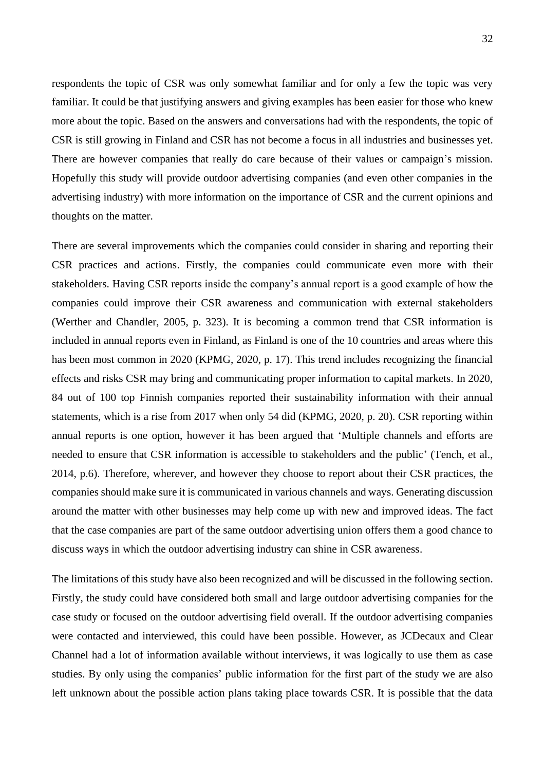respondents the topic of CSR was only somewhat familiar and for only a few the topic was very familiar. It could be that justifying answers and giving examples has been easier for those who knew more about the topic. Based on the answers and conversations had with the respondents, the topic of CSR is still growing in Finland and CSR has not become a focus in all industries and businesses yet. There are however companies that really do care because of their values or campaign's mission. Hopefully this study will provide outdoor advertising companies (and even other companies in the advertising industry) with more information on the importance of CSR and the current opinions and thoughts on the matter.

There are several improvements which the companies could consider in sharing and reporting their CSR practices and actions. Firstly, the companies could communicate even more with their stakeholders. Having CSR reports inside the company's annual report is a good example of how the companies could improve their CSR awareness and communication with external stakeholders (Werther and Chandler, 2005, p. 323). It is becoming a common trend that CSR information is included in annual reports even in Finland, as Finland is one of the 10 countries and areas where this has been most common in 2020 (KPMG, 2020, p. 17). This trend includes recognizing the financial effects and risks CSR may bring and communicating proper information to capital markets. In 2020, 84 out of 100 top Finnish companies reported their sustainability information with their annual statements, which is a rise from 2017 when only 54 did (KPMG, 2020, p. 20). CSR reporting within annual reports is one option, however it has been argued that 'Multiple channels and efforts are needed to ensure that CSR information is accessible to stakeholders and the public' (Tench, et al., 2014, p.6). Therefore, wherever, and however they choose to report about their CSR practices, the companies should make sure it is communicated in various channels and ways. Generating discussion around the matter with other businesses may help come up with new and improved ideas. The fact that the case companies are part of the same outdoor advertising union offers them a good chance to discuss ways in which the outdoor advertising industry can shine in CSR awareness.

The limitations of this study have also been recognized and will be discussed in the following section. Firstly, the study could have considered both small and large outdoor advertising companies for the case study or focused on the outdoor advertising field overall. If the outdoor advertising companies were contacted and interviewed, this could have been possible. However, as JCDecaux and Clear Channel had a lot of information available without interviews, it was logically to use them as case studies. By only using the companies' public information for the first part of the study we are also left unknown about the possible action plans taking place towards CSR. It is possible that the data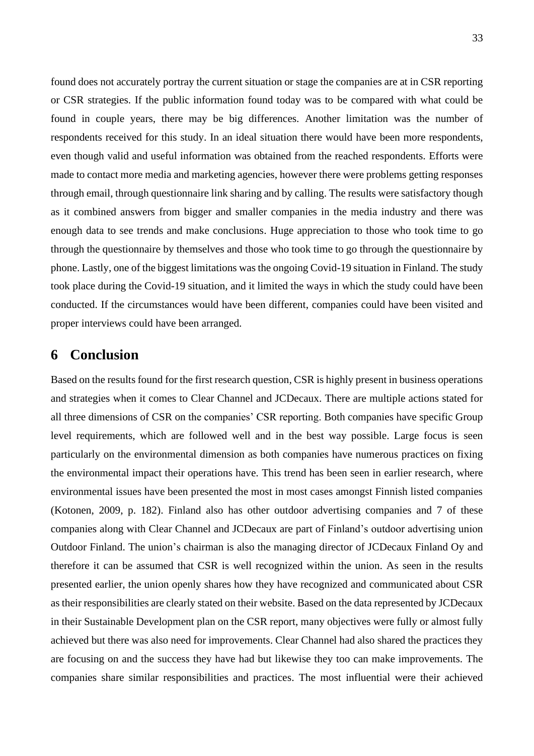found does not accurately portray the current situation or stage the companies are at in CSR reporting or CSR strategies. If the public information found today was to be compared with what could be found in couple years, there may be big differences. Another limitation was the number of respondents received for this study. In an ideal situation there would have been more respondents, even though valid and useful information was obtained from the reached respondents. Efforts were made to contact more media and marketing agencies, however there were problems getting responses through email, through questionnaire link sharing and by calling. The results were satisfactory though as it combined answers from bigger and smaller companies in the media industry and there was enough data to see trends and make conclusions. Huge appreciation to those who took time to go through the questionnaire by themselves and those who took time to go through the questionnaire by phone. Lastly, one of the biggest limitations was the ongoing Covid-19 situation in Finland. The study took place during the Covid-19 situation, and it limited the ways in which the study could have been conducted. If the circumstances would have been different, companies could have been visited and proper interviews could have been arranged.

# 6 Conclusion

Based on the results found for the first research question, CSR is highly present in business operations and strategies when it comes to Clear Channel and JCDecaux. There are multiple actions stated for all three dimensions of CSR on the companies' CSR reporting. Both companies have specific Group level requirements, which are followed well and in the best way possible. Large focus is seen particularly on the environmental dimension as both companies have numerous practices on fixing the environmental impact their operations have. This trend has been seen in earlier research, where environmental issues have been presented the most in most cases amongst Finnish listed companies (Kotonen, 2009, p. 182). Finland also has other outdoor advertising companies and 7 of these companies along with Clear Channel and JCDecaux are part of Finland's outdoor advertising union Outdoor Finland. The union's chairman is also the managing director of JCDecaux Finland Oy and therefore it can be assumed that CSR is well recognized within the union. As seen in the results presented earlier, the union openly shares how they have recognized and communicated about CSR as their responsibilities are clearly stated on their website. Based on the data represented by JCDecaux in their Sustainable Development plan on the CSR report, many objectives were fully or almost fully achieved but there was also need for improvements. Clear Channel had also shared the practices they are focusing on and the success they have had but likewise they too can make improvements. The companies share similar responsibilities and practices. The most influential were their achieved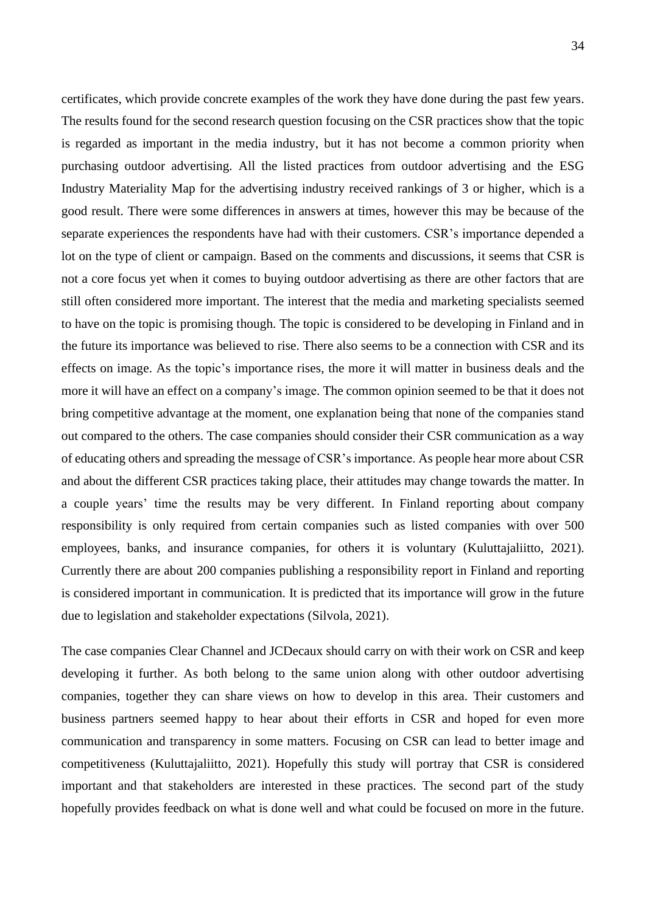certificates, which provide concrete examples of the work they have done during the past few years. The results found for the second research question focusing on the CSR practices show that the topic is regarded as important in the media industry, but it has not become a common priority when purchasing outdoor advertising. All the listed practices from outdoor advertising and the ESG Industry Materiality Map for the advertising industry received rankings of 3 or higher, which is a good result. There were some differences in answers at times, however this may be because of the separate experiences the respondents have had with their customers. CSR's importance depended a lot on the type of client or campaign. Based on the comments and discussions, it seems that CSR is not a core focus yet when it comes to buying outdoor advertising as there are other factors that are still often considered more important. The interest that the media and marketing specialists seemed to have on the topic is promising though. The topic is considered to be developing in Finland and in the future its importance was believed to rise. There also seems to be a connection with CSR and its effects on image. As the topic's importance rises, the more it will matter in business deals and the more it will have an effect on a company's image. The common opinion seemed to be that it does not bring competitive advantage at the moment, one explanation being that none of the companies stand out compared to the others. The case companies should consider their CSR communication as a way of educating others and spreading the message of CSR's importance. As people hear more about CSR and about the different CSR practices taking place, their attitudes may change towards the matter. In a couple years' time the results may be very different. In Finland reporting about company responsibility is only required from certain companies such as listed companies with over 500 employees, banks, and insurance companies, for others it is voluntary (Kuluttajaliitto, 2021). Currently there are about 200 companies publishing a responsibility report in Finland and reporting is considered important in communication. It is predicted that its importance will grow in the future due to legislation and stakeholder expectations (Silvola, 2021).

The case companies Clear Channel and JCDecaux should carry on with their work on CSR and keep developing it further. As both belong to the same union along with other outdoor advertising companies, together they can share views on how to develop in this area. Their customers and business partners seemed happy to hear about their efforts in CSR and hoped for even more communication and transparency in some matters. Focusing on CSR can lead to better image and competitiveness (Kuluttajaliitto, 2021). Hopefully this study will portray that CSR is considered important and that stakeholders are interested in these practices. The second part of the study hopefully provides feedback on what is done well and what could be focused on more in the future.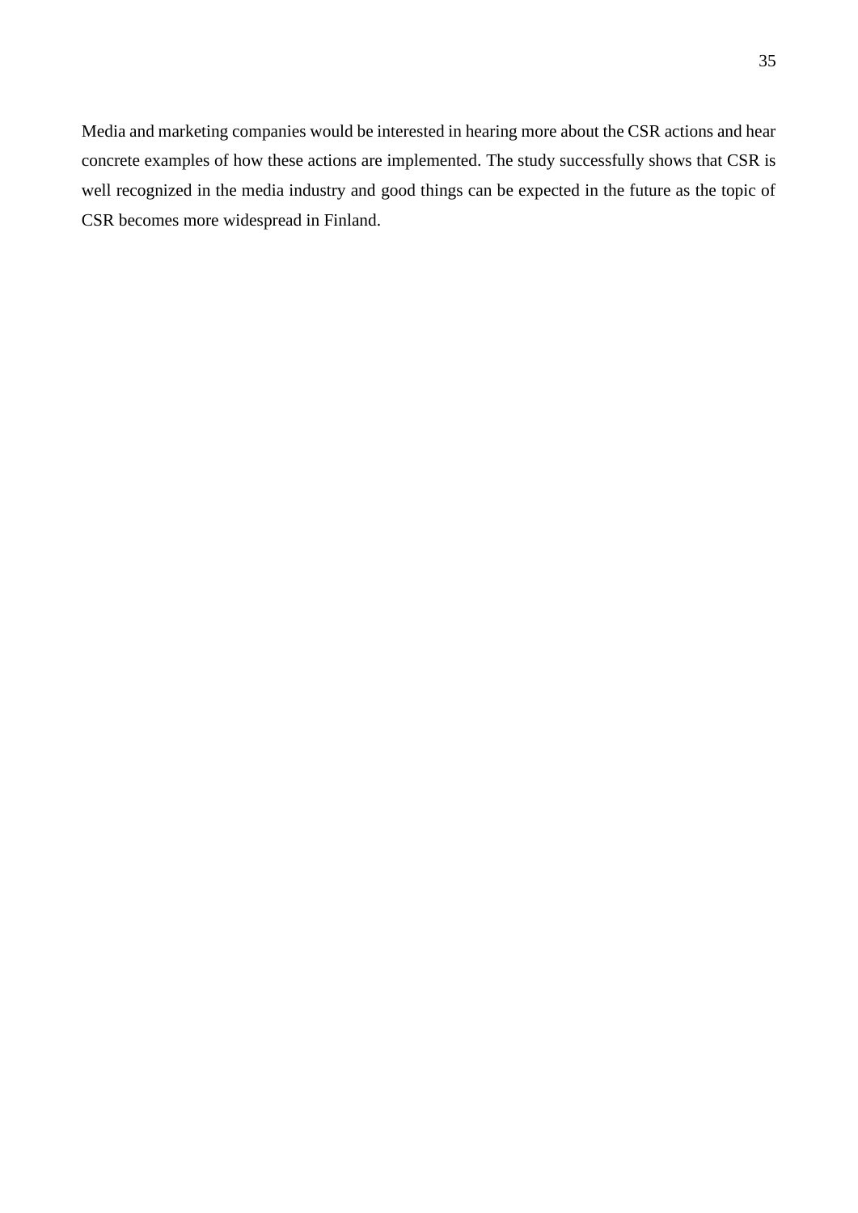Media and marketing companies would be interested in hearing more about the CSR actions and hear concrete examples of how these actions are implemented. The study successfully shows that CSR is well recognized in the media industry and good things can be expected in the future as the topic of CSR becomes more widespread in Finland.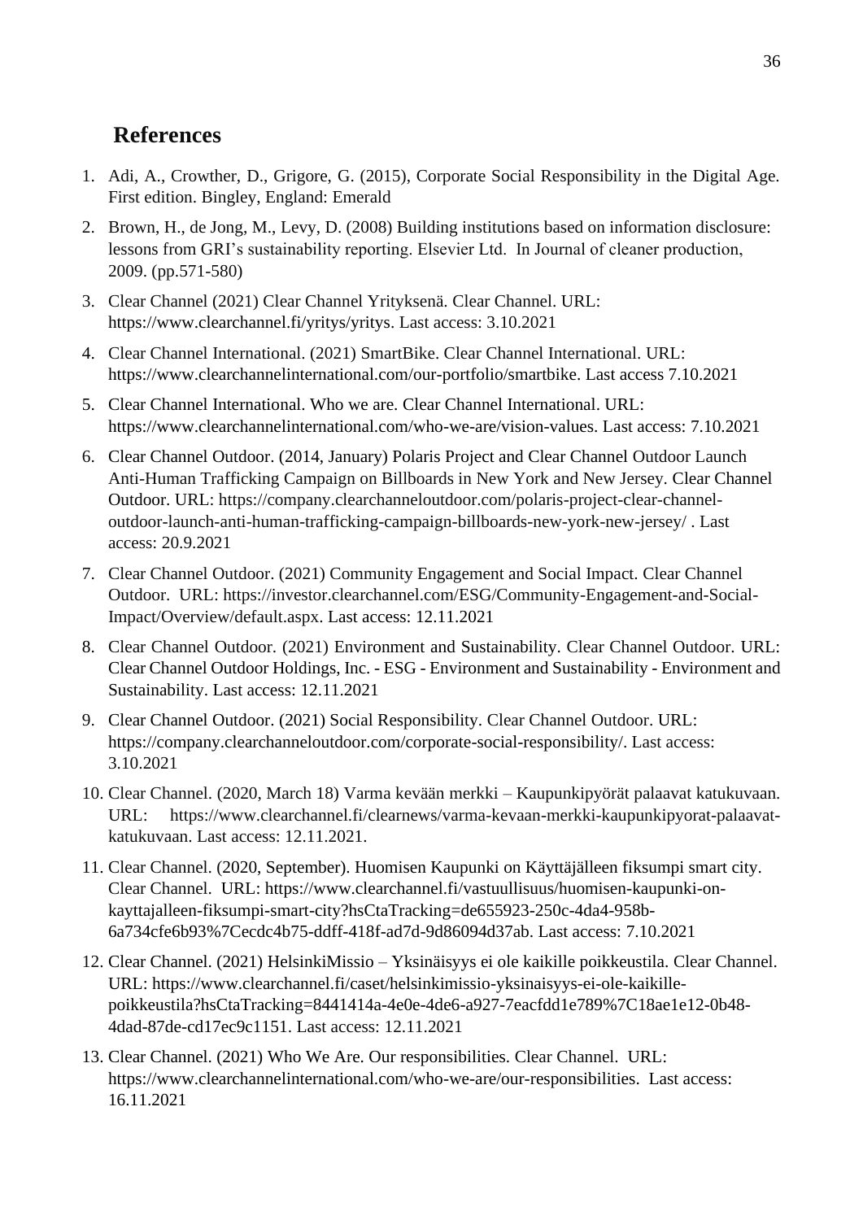## References

1. Adi, A., Crowther, D., Grigore, G. (2015), Corporate Social Responsibility in the Digital Age. First edition. Bingley, England: Emerald
2. Brown, H., de Jong, M., Levy, D. (2008) Building institutions based on information disclosure: lessons from GRI's sustainability reporting. Elsevier Ltd. In Journal of cleaner production, 2009. (pp.571-580)
3. Clear Channel (2021) Clear Channel Yrityksenä. Clear Channel. URL: https://www.clearchannel.fi/yritys/yritys. Last access: 3.10.2021
4. Clear Channel International. (2021) SmartBike. Clear Channel International. URL: https://www.clearchannelinternational.com/our-portfolio/smartbike. Last access 7.10.2021
5. Clear Channel International. Who we are. Clear Channel International. URL: https://www.clearchannelinternational.com/who-we-are/vision-values. Last access: 7.10.2021
6. Clear Channel Outdoor. (2014, January) Polaris Project and Clear Channel Outdoor Launch Anti-Human Trafficking Campaign on Billboards in New York and New Jersey. Clear Channel Outdoor. URL: https://company.clearchanneloutdoor.com/polaris-project-clear-channel-outdoor-launch-anti-human-trafficking-campaign-billboards-new-york-new-jersey/ . Last access: 20.9.2021
7. Clear Channel Outdoor. (2021) Community Engagement and Social Impact. Clear Channel Outdoor. URL: https://investor.clearchannel.com/ESG/Community-Engagement-and-Social-Impact/Overview/default.aspx. Last access: 12.11.2021
8. Clear Channel Outdoor. (2021) Environment and Sustainability. Clear Channel Outdoor. URL: Clear Channel Outdoor Holdings, Inc. - ESG - Environment and Sustainability - Environment and Sustainability. Last access: 12.11.2021
9. Clear Channel Outdoor. (2021) Social Responsibility. Clear Channel Outdoor. URL: https://company.clearchanneloutdoor.com/corporate-social-responsibility/. Last access: 3.10.2021
10. Clear Channel. (2020, March 18) Varma kevään merkki – Kaupunkipyörät palaavat katukuvaan. URL: https://www.clearchannel.fi/clearnews/varma-kevaan-merkki-kaupunkipyorat-palaavat-katukuvaan. Last access: 12.11.2021.
11. Clear Channel. (2020, September). Huomisen Kaupunki on Käyttäjälleen fiksumpi smart city. Clear Channel. URL: https://www.clearchannel.fi/vastuullisuus/huomisen-kaupunki-on-kayttajalleen-fiksumpi-smart-city?hsCtaTracking=de655923-250c-4da4-958b-6a734cfe6b93%7Cecdc4b75-ddff-418f-ad7d-9d86094d37ab. Last access: 7.10.2021
12. Clear Channel. (2021) HelsinkiMissio – Yksinäisyys ei ole kaikille poikkeustila. Clear Channel. URL: https://www.clearchannel.fi/caset/helsinkimissio-yksinaisyys-ei-ole-kaikille-poikkeustila?hsCtaTracking=8441414a-4e0e-4de6-a927-7eacfdd1e789%7C18ae1e12-0b48-4dad-87de-cd17ec9c1151. Last access: 12.11.2021
13. Clear Channel. (2021) Who We Are. Our responsibilities. Clear Channel. URL: https://www.clearchannelinternational.com/who-we-are/our-responsibilities. Last access: 16.11.2021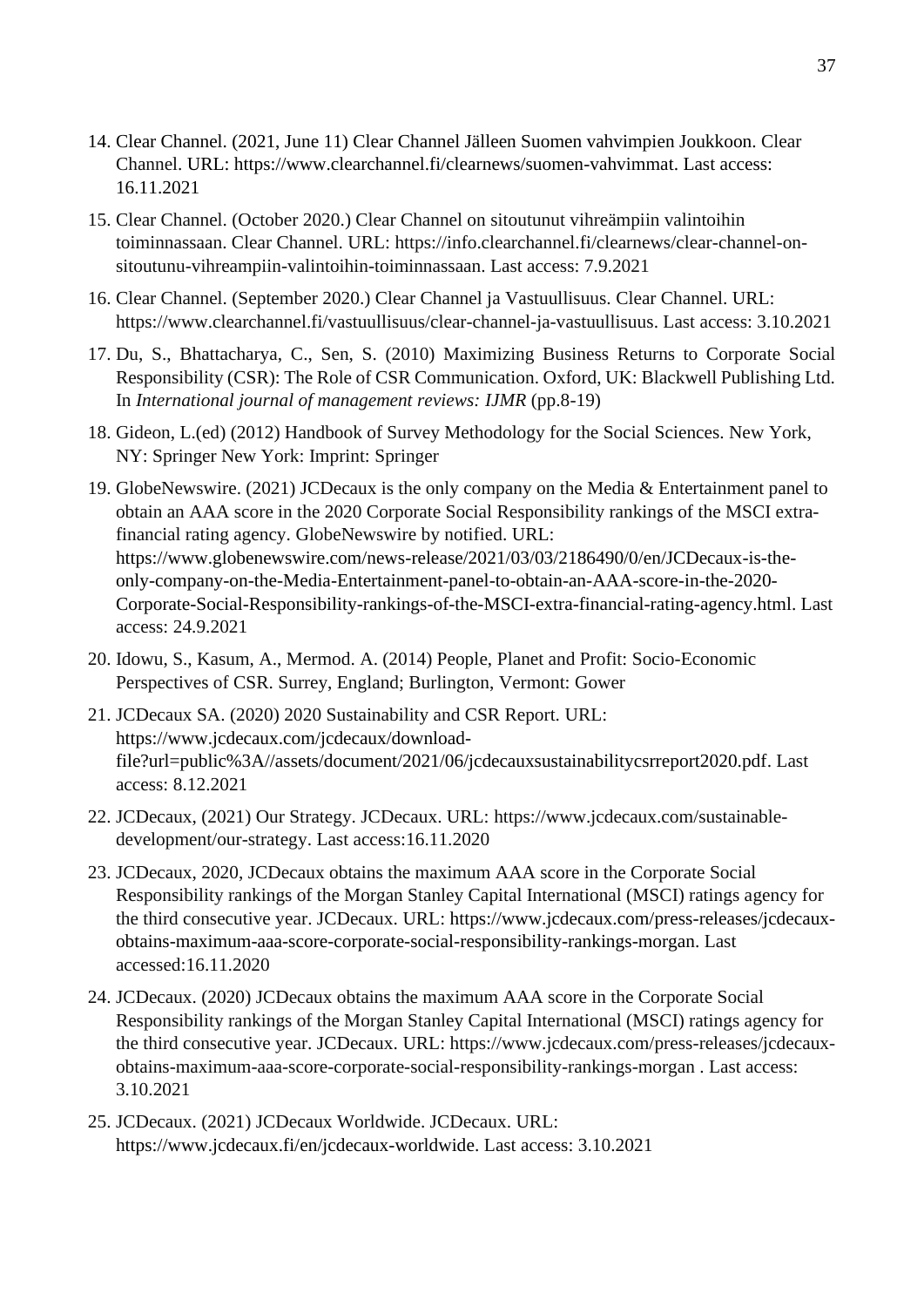14. Clear Channel. (2021, June 11) Clear Channel Jälleen Suomen vahvimpien Joukkoon. Clear Channel. URL: https://www.clearchannel.fi/clearnews/suomen-vahvimmat. Last access: 16.11.2021

15. Clear Channel. (October 2020.) Clear Channel on sitoutunut vihreämpiin valintoihin toiminnassaan. Clear Channel. URL: https://info.clearchannel.fi/clearnews/clear-channel-on-sitoutunu-vihreampiin-valintoihin-toiminnassaan. Last access: 7.9.2021

16. Clear Channel. (September 2020.) Clear Channel ja Vastuullisuus. Clear Channel. URL: https://www.clearchannel.fi/vastuullisuus/clear-channel-ja-vastuullisuus. Last access: 3.10.2021

17. Du, S., Bhattacharya, C., Sen, S. (2010) Maximizing Business Returns to Corporate Social Responsibility (CSR): The Role of CSR Communication. Oxford, UK: Blackwell Publishing Ltd. In *International journal of management reviews: IJMR* (pp.8-19)

18. Gideon, L.(ed) (2012) Handbook of Survey Methodology for the Social Sciences. New York, NY: Springer New York: Imprint: Springer

19. GlobeNewswire. (2021) JCDecaux is the only company on the Media & Entertainment panel to obtain an AAA score in the 2020 Corporate Social Responsibility rankings of the MSCI extra-financial rating agency. GlobeNewswire by notified. URL: https://www.globenewswire.com/news-release/2021/03/03/2186490/0/en/JCDecaux-is-the-only-company-on-the-Media-Entertainment-panel-to-obtain-an-AAA-score-in-the-2020-Corporate-Social-Responsibility-rankings-of-the-MSCI-extra-financial-rating-agency.html. Last access: 24.9.2021

20. Idowu, S., Kasum, A., Mermod. A. (2014) People, Planet and Profit: Socio-Economic Perspectives of CSR. Surrey, England; Burlington, Vermont: Gower

21. JCDecaux SA. (2020) 2020 Sustainability and CSR Report. URL: https://www.jcdecaux.com/jcdecaux/download-file?url=public%3A//assets/document/2021/06/jcdecauxsustainabilitycsrreport2020.pdf. Last access: 8.12.2021

22. JCDecaux, (2021) Our Strategy. JCDecaux. URL: https://www.jcdecaux.com/sustainable-development/our-strategy. Last access:16.11.2020

23. JCDecaux, 2020, JCDecaux obtains the maximum AAA score in the Corporate Social Responsibility rankings of the Morgan Stanley Capital International (MSCI) ratings agency for the third consecutive year. JCDecaux. URL: https://www.jcdecaux.com/press-releases/jcdecaux-obtains-maximum-aaa-score-corporate-social-responsibility-rankings-morgan. Last accessed:16.11.2020

24. JCDecaux. (2020) JCDecaux obtains the maximum AAA score in the Corporate Social Responsibility rankings of the Morgan Stanley Capital International (MSCI) ratings agency for the third consecutive year. JCDecaux. URL: https://www.jcdecaux.com/press-releases/jcdecaux-obtains-maximum-aaa-score-corporate-social-responsibility-rankings-morgan . Last access: 3.10.2021

25. JCDecaux. (2021) JCDecaux Worldwide. JCDecaux. URL: https://www.jcdecaux.fi/en/jcdecaux-worldwide. Last access: 3.10.2021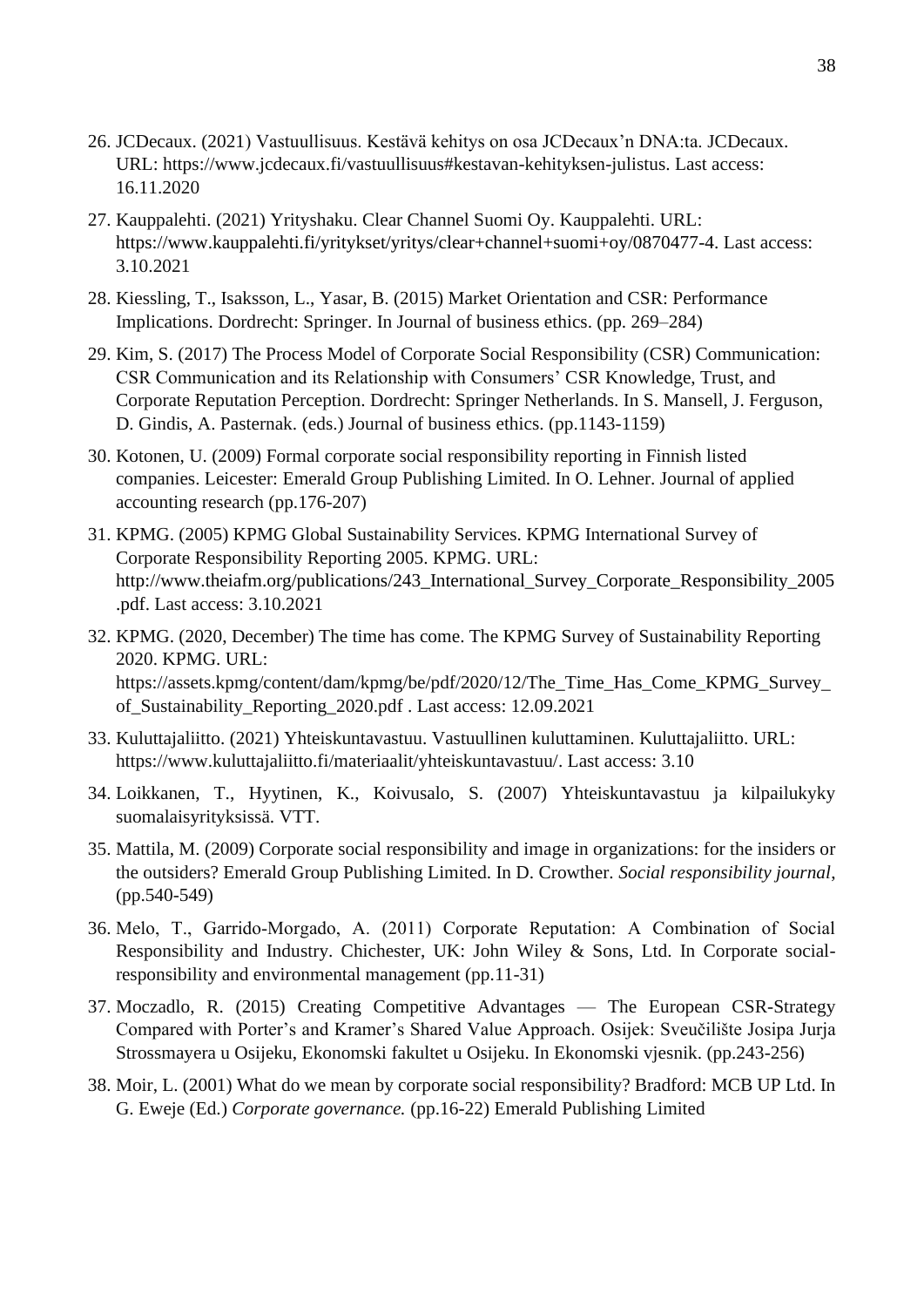26. JCDecaux. (2021) Vastuullisuus. Kestävä kehitys on osa JCDecaux'n DNA:ta. JCDecaux. URL: https://www.jcdecaux.fi/vastuullisuus#kestavan-kehityksen-julistus. Last access: 16.11.2020
27. Kauppalehti. (2021) Yrityshaku. Clear Channel Suomi Oy. Kauppalehti. URL: https://www.kauppalehti.fi/yritykset/yritys/clear+channel+suomi+oy/0870477-4. Last access: 3.10.2021
28. Kiessling, T., Isaksson, L., Yasar, B. (2015) Market Orientation and CSR: Performance Implications. Dordrecht: Springer. In Journal of business ethics. (pp. 269–284)
29. Kim, S. (2017) The Process Model of Corporate Social Responsibility (CSR) Communication: CSR Communication and its Relationship with Consumers' CSR Knowledge, Trust, and Corporate Reputation Perception. Dordrecht: Springer Netherlands. In S. Mansell, J. Ferguson, D. Gindis, A. Pasternak. (eds.) Journal of business ethics. (pp.1143-1159)
30. Kotonen, U. (2009) Formal corporate social responsibility reporting in Finnish listed companies. Leicester: Emerald Group Publishing Limited. In O. Lehner. Journal of applied accounting research (pp.176-207)
31. KPMG. (2005) KPMG Global Sustainability Services. KPMG International Survey of Corporate Responsibility Reporting 2005. KPMG. URL: http://www.theiafm.org/publications/243_International_Survey_Corporate_Responsibility_2005.pdf. Last access: 3.10.2021
32. KPMG. (2020, December) The time has come. The KPMG Survey of Sustainability Reporting 2020. KPMG. URL: https://assets.kpmg/content/dam/kpmg/be/pdf/2020/12/The_Time_Has_Come_KPMG_Survey_of_Sustainability_Reporting_2020.pdf . Last access: 12.09.2021
33. Kuluttajaliitto. (2021) Yhteiskuntavastuu. Vastuullinen kuluttaminen. Kuluttajaliitto. URL: https://www.kuluttajaliitto.fi/materiaalit/yhteiskuntavastuu/. Last access: 3.10
34. Loikkanen, T., Hyytinen, K., Koivusalo, S. (2007) Yhteiskuntavastuu ja kilpailukyky suomalaisyrityksissä. VTT.
35. Mattila, M. (2009) Corporate social responsibility and image in organizations: for the insiders or the outsiders? Emerald Group Publishing Limited. In D. Crowther. *Social responsibility journal*, (pp.540-549)
36. Melo, T., Garrido-Morgado, A. (2011) Corporate Reputation: A Combination of Social Responsibility and Industry. Chichester, UK: John Wiley & Sons, Ltd. In Corporate social-responsibility and environmental management (pp.11-31)
37. Moczadlo, R. (2015) Creating Competitive Advantages — The European CSR-Strategy Compared with Porter's and Kramer's Shared Value Approach. Osijek: Sveučilište Josipa Jurja Strossmayera u Osijeku, Ekonomski fakultet u Osijeku. In Ekonomski vjesnik. (pp.243-256)
38. Moir, L. (2001) What do we mean by corporate social responsibility? Bradford: MCB UP Ltd. In G. Eweje (Ed.) *Corporate governance.* (pp.16-22) Emerald Publishing Limited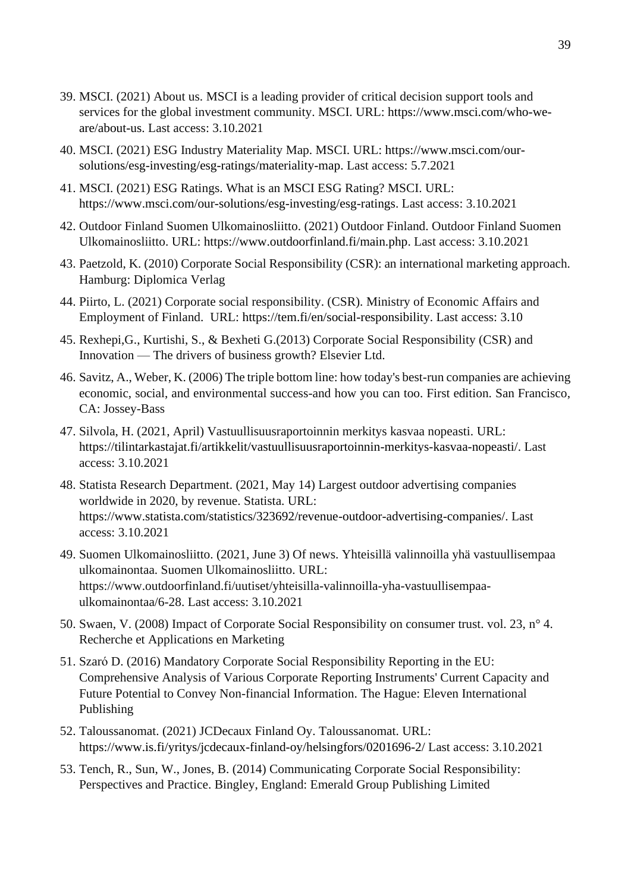39. MSCI. (2021) About us. MSCI is a leading provider of critical decision support tools and services for the global investment community. MSCI. URL: https://www.msci.com/who-we-are/about-us. Last access: 3.10.2021

40. MSCI. (2021) ESG Industry Materiality Map. MSCI. URL: https://www.msci.com/our-solutions/esg-investing/esg-ratings/materiality-map. Last access: 5.7.2021

41. MSCI. (2021) ESG Ratings. What is an MSCI ESG Rating? MSCI. URL: https://www.msci.com/our-solutions/esg-investing/esg-ratings. Last access: 3.10.2021

42. Outdoor Finland Suomen Ulkomainosliitto. (2021) Outdoor Finland. Outdoor Finland Suomen Ulkomainosliitto. URL: https://www.outdoorfinland.fi/main.php. Last access: 3.10.2021

43. Paetzold, K. (2010) Corporate Social Responsibility (CSR): an international marketing approach. Hamburg: Diplomica Verlag

44. Piirto, L. (2021) Corporate social responsibility. (CSR). Ministry of Economic Affairs and Employment of Finland. URL: https://tem.fi/en/social-responsibility. Last access: 3.10

45. Rexhepi,G., Kurtishi, S., & Bexheti G.(2013) Corporate Social Responsibility (CSR) and Innovation — The drivers of business growth? Elsevier Ltd.

46. Savitz, A., Weber, K. (2006) The triple bottom line: how today's best-run companies are achieving economic, social, and environmental success-and how you can too. First edition. San Francisco, CA: Jossey-Bass

47. Silvola, H. (2021, April) Vastuullisuusraportoinnin merkitys kasvaa nopeasti. URL: https://tilintarkastajat.fi/artikkelit/vastuullisuusraportoinnin-merkitys-kasvaa-nopeasti/. Last access: 3.10.2021

48. Statista Research Department. (2021, May 14) Largest outdoor advertising companies worldwide in 2020, by revenue. Statista. URL: https://www.statista.com/statistics/323692/revenue-outdoor-advertising-companies/. Last access: 3.10.2021

49. Suomen Ulkomainosliitto. (2021, June 3) Of news. Yhteisillä valinnoilla yhä vastuullisempaa ulkomainontaa. Suomen Ulkomainosliitto. URL: https://www.outdoorfinland.fi/uutiset/yhteisilla-valinnoilla-yha-vastuullisempaa-ulkomainontaa/6-28. Last access: 3.10.2021

50. Swaen, V. (2008) Impact of Corporate Social Responsibility on consumer trust. vol. 23, n° 4. Recherche et Applications en Marketing

51. Szaró D. (2016) Mandatory Corporate Social Responsibility Reporting in the EU: Comprehensive Analysis of Various Corporate Reporting Instruments' Current Capacity and Future Potential to Convey Non-financial Information. The Hague: Eleven International Publishing

52. Taloussanomat. (2021) JCDecaux Finland Oy. Taloussanomat. URL: https://www.is.fi/yritys/jcdecaux-finland-oy/helsingfors/0201696-2/ Last access: 3.10.2021

53. Tench, R., Sun, W., Jones, B. (2014) Communicating Corporate Social Responsibility: Perspectives and Practice. Bingley, England: Emerald Group Publishing Limited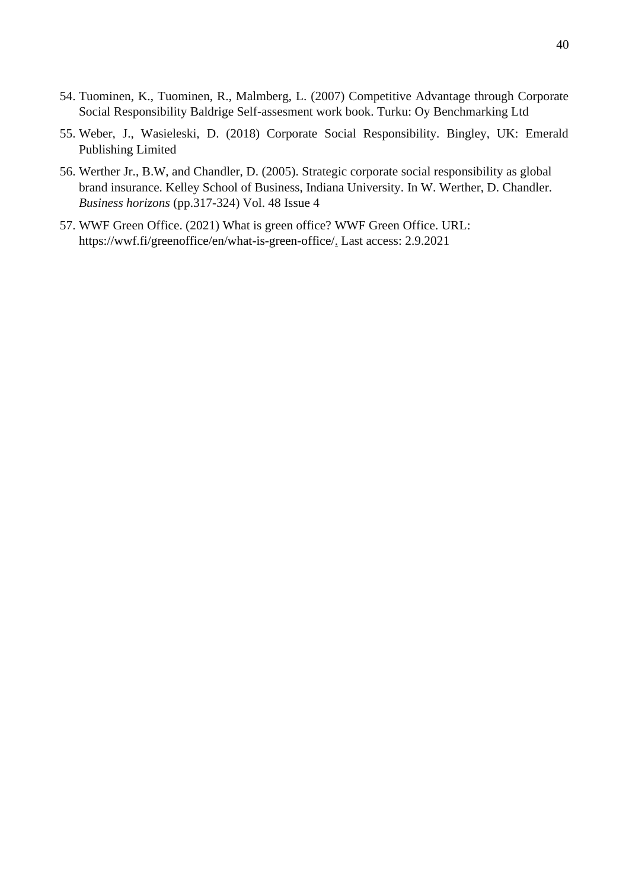54. Tuominen, K., Tuominen, R., Malmberg, L. (2007) Competitive Advantage through Corporate Social Responsibility Baldrige Self-assesment work book. Turku: Oy Benchmarking Ltd
55. Weber, J., Wasieleski, D. (2018) Corporate Social Responsibility. Bingley, UK: Emerald Publishing Limited
56. Werther Jr., B.W, and Chandler, D. (2005). Strategic corporate social responsibility as global brand insurance. Kelley School of Business, Indiana University. In W. Werther, D. Chandler. *Business horizons* (pp.317-324) Vol. 48 Issue 4
57. WWF Green Office. (2021) What is green office? WWF Green Office. URL: https://wwf.fi/greenoffice/en/what-is-green-office/. Last access: 2.9.2021